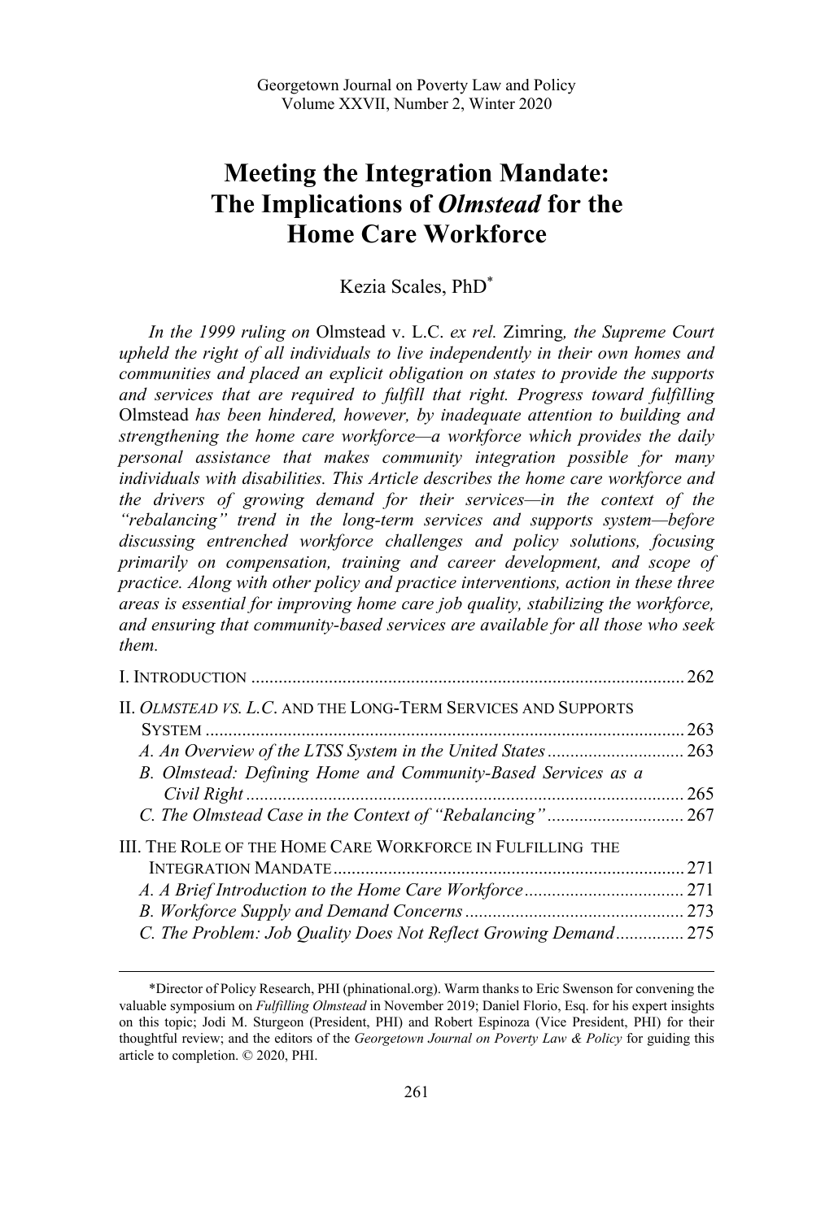Georgetown Journal on Poverty Law and Policy
Volume XXVII, Number 2, Winter 2020

# Meeting the Integration Mandate: The Implications of *Olmstead* for the Home Care Workforce

Kezia Scales, PhD*

*In the 1999 ruling on* Olmstead v. L.C. *ex rel.* Zimring*, the Supreme Court upheld the right of all individuals to live independently in their own homes and communities and placed an explicit obligation on states to provide the supports and services that are required to fulfill that right. Progress toward fulfilling* Olmstead *has been hindered, however, by inadequate attention to building and strengthening the home care workforce—a workforce which provides the daily personal assistance that makes community integration possible for many individuals with disabilities. This Article describes the home care workforce and the drivers of growing demand for their services—in the context of the "rebalancing" trend in the long-term services and supports system—before discussing entrenched workforce challenges and policy solutions, focusing primarily on compensation, training and career development, and scope of practice. Along with other policy and practice interventions, action in these three areas is essential for improving home care job quality, stabilizing the workforce, and ensuring that community-based services are available for all those who seek them.*

I. INTRODUCTION ... 262

II. *OLMSTEAD VS. L.C.* AND THE LONG-TERM SERVICES AND SUPPORTS SYSTEM ... 263
- *A. An Overview of the LTSS System in the United States* ... 263
- *B. Olmstead: Defining Home and Community-Based Services as a Civil Right* ... 265
- *C. The Olmstead Case in the Context of "Rebalancing"* ... 267

III. THE ROLE OF THE HOME CARE WORKFORCE IN FULFILLING THE INTEGRATION MANDATE ... 271
- *A. A Brief Introduction to the Home Care Workforce* ... 271
- *B. Workforce Supply and Demand Concerns* ... 273
- *C. The Problem: Job Quality Does Not Reflect Growing Demand* ... 275

---

*Director of Policy Research, PHI (phinational.org). Warm thanks to Eric Swenson for convening the valuable symposium on *Fulfilling Olmstead* in November 2019; Daniel Florio, Esq. for his expert insights on this topic; Jodi M. Sturgeon (President, PHI) and Robert Espinoza (Vice President, PHI) for their thoughtful review; and the editors of the *Georgetown Journal on Poverty Law & Policy* for guiding this article to completion. © 2020, PHI.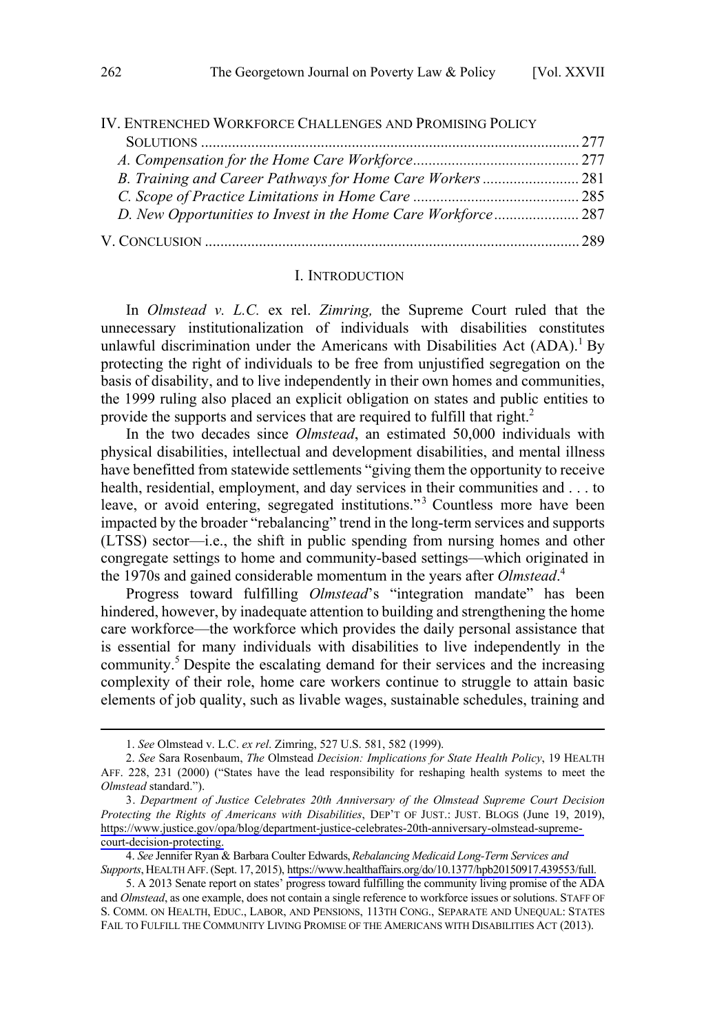IV. ENTRENCHED WORKFORCE CHALLENGES AND PROMISING POLICY SOLUTIONS .................................................................................................. 277

*A. Compensation for the Home Care Workforce* ........................................... 277

*B. Training and Career Pathways for Home Care Workers* ......................... 281

*C. Scope of Practice Limitations in Home Care* ........................................... 285

*D. New Opportunities to Invest in the Home Care Workforce* ...................... 287

V. CONCLUSION ................................................................................................. 289

## I. INTRODUCTION

In *Olmstead v. L.C.* ex rel. *Zimring,* the Supreme Court ruled that the unnecessary institutionalization of individuals with disabilities constitutes unlawful discrimination under the Americans with Disabilities Act (ADA).[1] By protecting the right of individuals to be free from unjustified segregation on the basis of disability, and to live independently in their own homes and communities, the 1999 ruling also placed an explicit obligation on states and public entities to provide the supports and services that are required to fulfill that right.[2]

In the two decades since *Olmstead*, an estimated 50,000 individuals with physical disabilities, intellectual and development disabilities, and mental illness have benefitted from statewide settlements "giving them the opportunity to receive health, residential, employment, and day services in their communities and . . . to leave, or avoid entering, segregated institutions."[3] Countless more have been impacted by the broader "rebalancing" trend in the long-term services and supports (LTSS) sector—i.e., the shift in public spending from nursing homes and other congregate settings to home and community-based settings—which originated in the 1970s and gained considerable momentum in the years after *Olmstead*.[4]

Progress toward fulfilling *Olmstead*'s "integration mandate" has been hindered, however, by inadequate attention to building and strengthening the home care workforce—the workforce which provides the daily personal assistance that is essential for many individuals with disabilities to live independently in the community.[5] Despite the escalating demand for their services and the increasing complexity of their role, home care workers continue to struggle to attain basic elements of job quality, such as livable wages, sustainable schedules, training and

---

1. *See* Olmstead v. L.C. *ex rel*. Zimring, 527 U.S. 581, 582 (1999).

2. *See* Sara Rosenbaum, *The* Olmstead *Decision: Implications for State Health Policy*, 19 HEALTH AFF. 228, 231 (2000) ("States have the lead responsibility for reshaping health systems to meet the *Olmstead* standard.").

3. *Department of Justice Celebrates 20th Anniversary of the Olmstead Supreme Court Decision Protecting the Rights of Americans with Disabilities*, DEP'T OF JUST.: JUST. BLOGS (June 19, 2019), https://www.justice.gov/opa/blog/department-justice-celebrates-20th-anniversary-olmstead-supreme-court-decision-protecting.

4. *See* Jennifer Ryan & Barbara Coulter Edwards, *Rebalancing Medicaid Long-Term Services and Supports*, HEALTH AFF. (Sept. 17, 2015), https://www.healthaffairs.org/do/10.1377/hpb20150917.439553/full.

5. A 2013 Senate report on states' progress toward fulfilling the community living promise of the ADA and *Olmstead*, as one example, does not contain a single reference to workforce issues or solutions. STAFF OF S. COMM. ON HEALTH, EDUC., LABOR, AND PENSIONS, 113TH CONG., SEPARATE AND UNEQUAL: STATES FAIL TO FULFILL THE COMMUNITY LIVING PROMISE OF THE AMERICANS WITH DISABILITIES ACT (2013).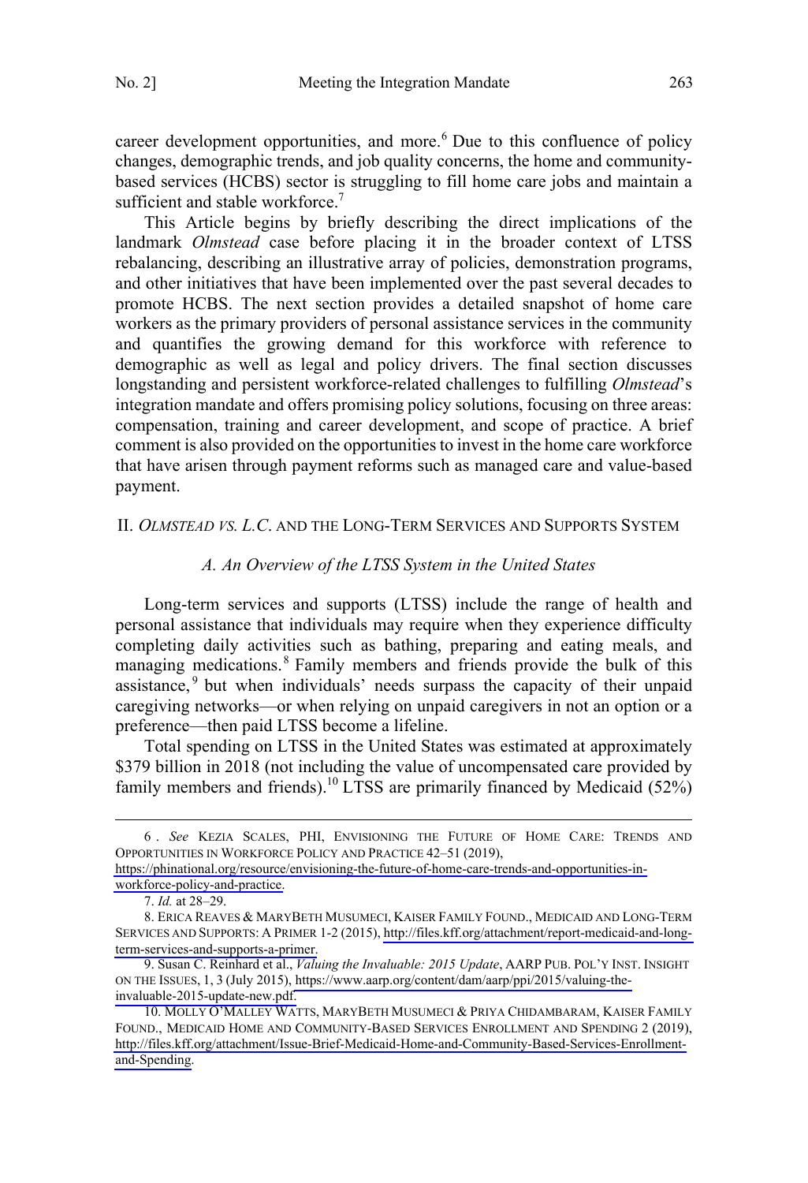career development opportunities, and more.[6] Due to this confluence of policy changes, demographic trends, and job quality concerns, the home and community-based services (HCBS) sector is struggling to fill home care jobs and maintain a sufficient and stable workforce.[7]

This Article begins by briefly describing the direct implications of the landmark *Olmstead* case before placing it in the broader context of LTSS rebalancing, describing an illustrative array of policies, demonstration programs, and other initiatives that have been implemented over the past several decades to promote HCBS. The next section provides a detailed snapshot of home care workers as the primary providers of personal assistance services in the community and quantifies the growing demand for this workforce with reference to demographic as well as legal and policy drivers. The final section discusses longstanding and persistent workforce-related challenges to fulfilling *Olmstead*'s integration mandate and offers promising policy solutions, focusing on three areas: compensation, training and career development, and scope of practice. A brief comment is also provided on the opportunities to invest in the home care workforce that have arisen through payment reforms such as managed care and value-based payment.

## II. *OLMSTEAD VS. L.C.* AND THE LONG-TERM SERVICES AND SUPPORTS SYSTEM

### *A. An Overview of the LTSS System in the United States*

Long-term services and supports (LTSS) include the range of health and personal assistance that individuals may require when they experience difficulty completing daily activities such as bathing, preparing and eating meals, and managing medications.[8] Family members and friends provide the bulk of this assistance,[9] but when individuals' needs surpass the capacity of their unpaid caregiving networks—or when relying on unpaid caregivers in not an option or a preference—then paid LTSS become a lifeline.

Total spending on LTSS in the United States was estimated at approximately \$379 billion in 2018 (not including the value of uncompensated care provided by family members and friends).[10] LTSS are primarily financed by Medicaid (52%)

---

6 . *See* KEZIA SCALES, PHI, ENVISIONING THE FUTURE OF HOME CARE: TRENDS AND OPPORTUNITIES IN WORKFORCE POLICY AND PRACTICE 42–51 (2019), https://phinational.org/resource/envisioning-the-future-of-home-care-trends-and-opportunities-in-workforce-policy-and-practice.

7. *Id.* at 28–29.

8. ERICA REAVES & MARYBETH MUSUMECI, KAISER FAMILY FOUND., MEDICAID AND LONG-TERM SERVICES AND SUPPORTS: A PRIMER 1-2 (2015), http://files.kff.org/attachment/report-medicaid-and-long-term-services-and-supports-a-primer.

9. Susan C. Reinhard et al., *Valuing the Invaluable: 2015 Update*, AARP PUB. POL'Y INST. INSIGHT ON THE ISSUES, 1, 3 (July 2015), https://www.aarp.org/content/dam/aarp/ppi/2015/valuing-the-invaluable-2015-update-new.pdf.

10. MOLLY O'MALLEY WATTS, MARYBETH MUSUMECI & PRIYA CHIDAMBARAM, KAISER FAMILY FOUND., MEDICAID HOME AND COMMUNITY-BASED SERVICES ENROLLMENT AND SPENDING 2 (2019), http://files.kff.org/attachment/Issue-Brief-Medicaid-Home-and-Community-Based-Services-Enrollment-and-Spending.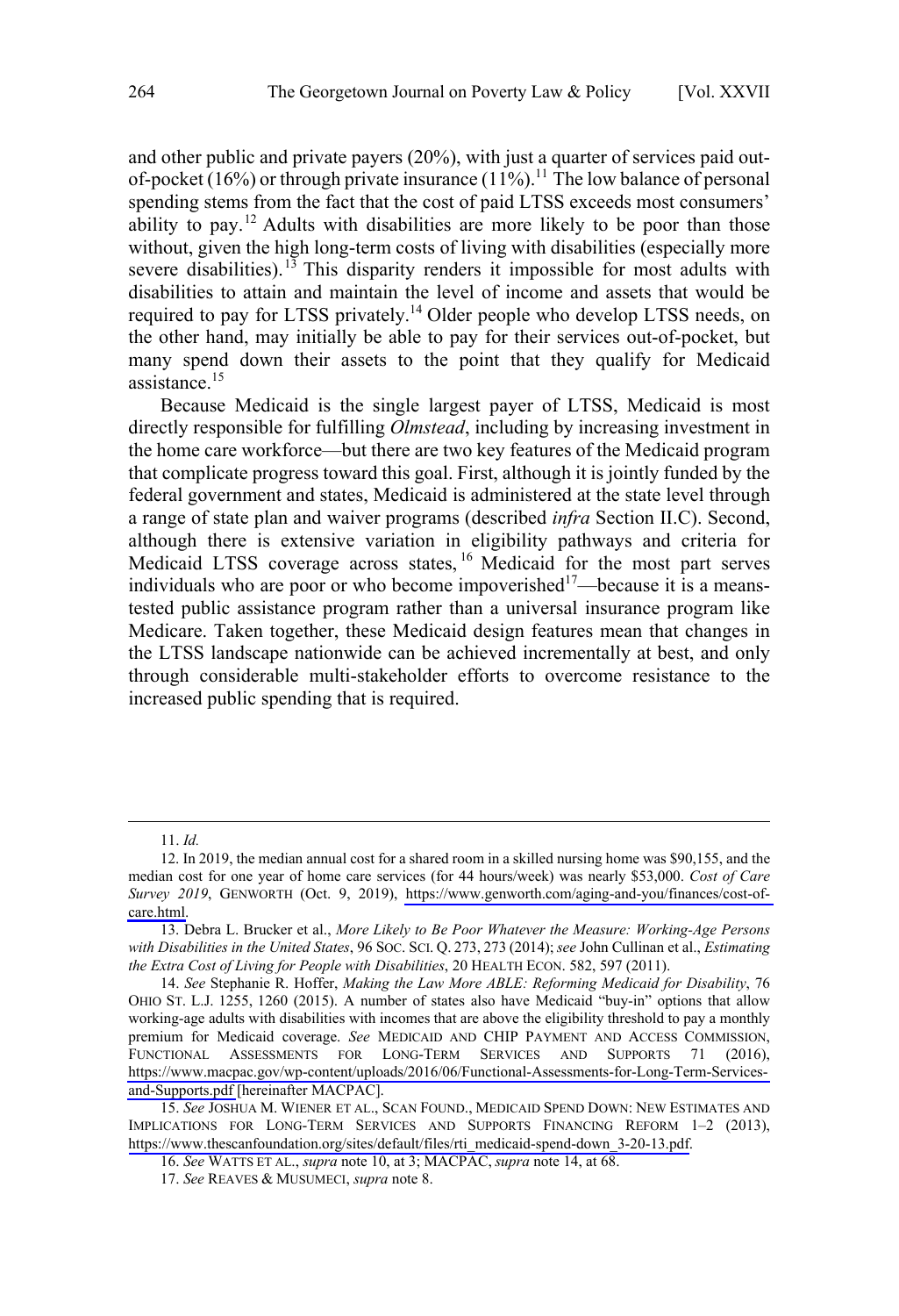and other public and private payers (20%), with just a quarter of services paid out-of-pocket (16%) or through private insurance (11%).[11] The low balance of personal spending stems from the fact that the cost of paid LTSS exceeds most consumers' ability to pay.[12] Adults with disabilities are more likely to be poor than those without, given the high long-term costs of living with disabilities (especially more severe disabilities).[13] This disparity renders it impossible for most adults with disabilities to attain and maintain the level of income and assets that would be required to pay for LTSS privately.[14] Older people who develop LTSS needs, on the other hand, may initially be able to pay for their services out-of-pocket, but many spend down their assets to the point that they qualify for Medicaid assistance.[15]

Because Medicaid is the single largest payer of LTSS, Medicaid is most directly responsible for fulfilling *Olmstead*, including by increasing investment in the home care workforce—but there are two key features of the Medicaid program that complicate progress toward this goal. First, although it is jointly funded by the federal government and states, Medicaid is administered at the state level through a range of state plan and waiver programs (described *infra* Section II.C). Second, although there is extensive variation in eligibility pathways and criteria for Medicaid LTSS coverage across states,[16] Medicaid for the most part serves individuals who are poor or who become impoverished[17]—because it is a means-tested public assistance program rather than a universal insurance program like Medicare. Taken together, these Medicaid design features mean that changes in the LTSS landscape nationwide can be achieved incrementally at best, and only through considerable multi-stakeholder efforts to overcome resistance to the increased public spending that is required.

---

11. *Id.*

12. In 2019, the median annual cost for a shared room in a skilled nursing home was $90,155, and the median cost for one year of home care services (for 44 hours/week) was nearly $53,000. *Cost of Care Survey 2019*, GENWORTH (Oct. 9, 2019), https://www.genworth.com/aging-and-you/finances/cost-of-care.html.

13. Debra L. Brucker et al., *More Likely to Be Poor Whatever the Measure: Working-Age Persons with Disabilities in the United States*, 96 SOC. SCI. Q. 273, 273 (2014); *see* John Cullinan et al., *Estimating the Extra Cost of Living for People with Disabilities*, 20 HEALTH ECON. 582, 597 (2011).

14. *See* Stephanie R. Hoffer, *Making the Law More ABLE: Reforming Medicaid for Disability*, 76 OHIO ST. L.J. 1255, 1260 (2015). A number of states also have Medicaid "buy-in" options that allow working-age adults with disabilities with incomes that are above the eligibility threshold to pay a monthly premium for Medicaid coverage. *See* MEDICAID AND CHIP PAYMENT AND ACCESS COMMISSION, FUNCTIONAL ASSESSMENTS FOR LONG-TERM SERVICES AND SUPPORTS 71 (2016), https://www.macpac.gov/wp-content/uploads/2016/06/Functional-Assessments-for-Long-Term-Services-and-Supports.pdf [hereinafter MACPAC].

15. *See* JOSHUA M. WIENER ET AL., SCAN FOUND., MEDICAID SPEND DOWN: NEW ESTIMATES AND IMPLICATIONS FOR LONG-TERM SERVICES AND SUPPORTS FINANCING REFORM 1–2 (2013), https://www.thescanfoundation.org/sites/default/files/rti_medicaid-spend-down_3-20-13.pdf.

16. *See* WATTS ET AL., *supra* note 10, at 3; MACPAC, *supra* note 14, at 68.

17. *See* REAVES & MUSUMECI, *supra* note 8.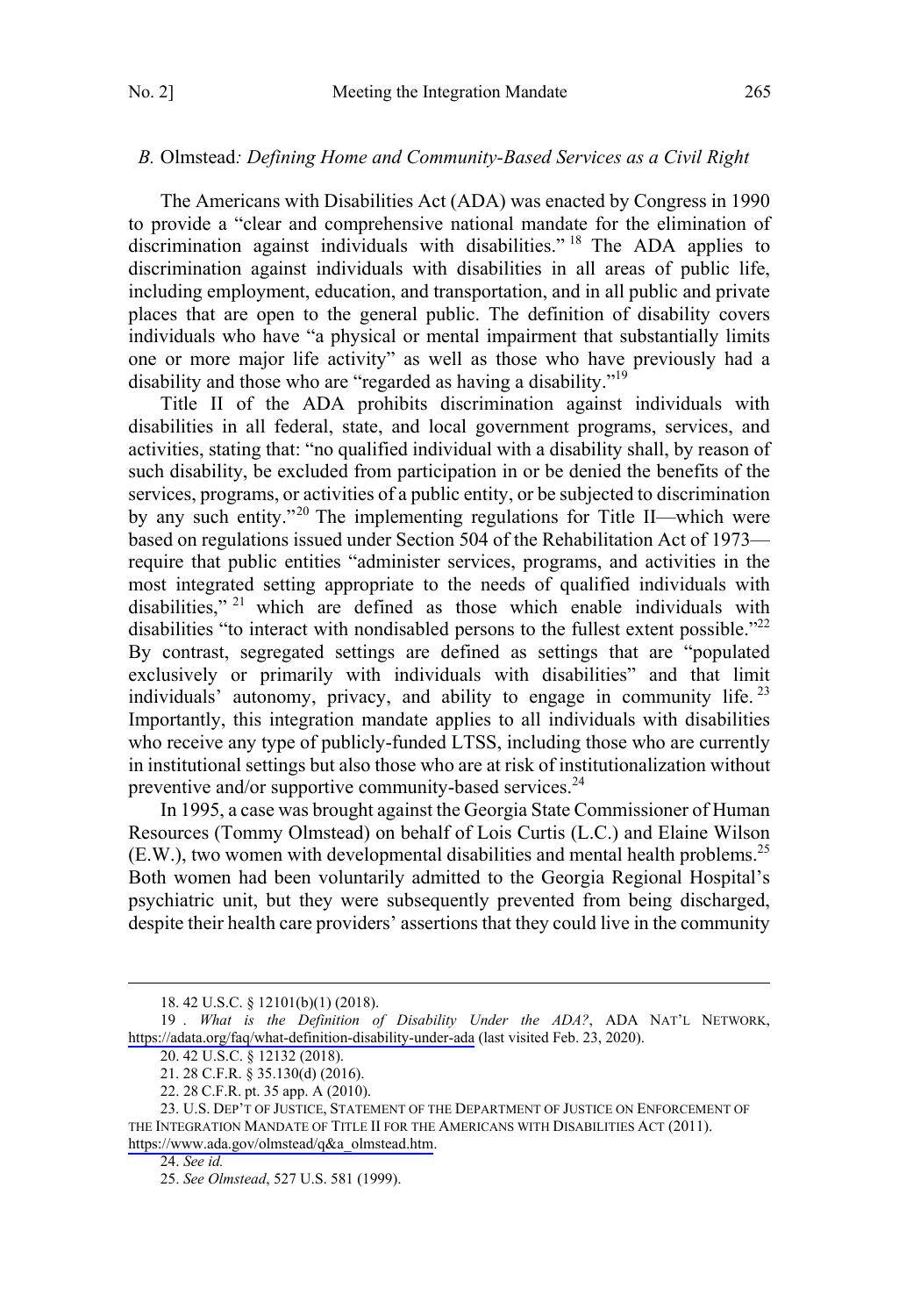### *B.* Olmstead*: Defining Home and Community-Based Services as a Civil Right*

The Americans with Disabilities Act (ADA) was enacted by Congress in 1990 to provide a "clear and comprehensive national mandate for the elimination of discrimination against individuals with disabilities."[18] The ADA applies to discrimination against individuals with disabilities in all areas of public life, including employment, education, and transportation, and in all public and private places that are open to the general public. The definition of disability covers individuals who have "a physical or mental impairment that substantially limits one or more major life activity" as well as those who have previously had a disability and those who are "regarded as having a disability."[19]

Title II of the ADA prohibits discrimination against individuals with disabilities in all federal, state, and local government programs, services, and activities, stating that: "no qualified individual with a disability shall, by reason of such disability, be excluded from participation in or be denied the benefits of the services, programs, or activities of a public entity, or be subjected to discrimination by any such entity."[20] The implementing regulations for Title II—which were based on regulations issued under Section 504 of the Rehabilitation Act of 1973—require that public entities "administer services, programs, and activities in the most integrated setting appropriate to the needs of qualified individuals with disabilities,"[21] which are defined as those which enable individuals with disabilities "to interact with nondisabled persons to the fullest extent possible."[22] By contrast, segregated settings are defined as settings that are "populated exclusively or primarily with individuals with disabilities" and that limit individuals' autonomy, privacy, and ability to engage in community life.[23] Importantly, this integration mandate applies to all individuals with disabilities who receive any type of publicly-funded LTSS, including those who are currently in institutional settings but also those who are at risk of institutionalization without preventive and/or supportive community-based services.[24]

In 1995, a case was brought against the Georgia State Commissioner of Human Resources (Tommy Olmstead) on behalf of Lois Curtis (L.C.) and Elaine Wilson (E.W.), two women with developmental disabilities and mental health problems.[25] Both women had been voluntarily admitted to the Georgia Regional Hospital's psychiatric unit, but they were subsequently prevented from being discharged, despite their health care providers' assertions that they could live in the community

---

18. 42 U.S.C. § 12101(b)(1) (2018).

19. *What is the Definition of Disability Under the ADA?*, ADA NAT'L NETWORK, https://adata.org/faq/what-definition-disability-under-ada (last visited Feb. 23, 2020).

20. 42 U.S.C. § 12132 (2018).

21. 28 C.F.R. § 35.130(d) (2016).

22. 28 C.F.R. pt. 35 app. A (2010).

23. U.S. DEP'T OF JUSTICE, STATEMENT OF THE DEPARTMENT OF JUSTICE ON ENFORCEMENT OF THE INTEGRATION MANDATE OF TITLE II FOR THE AMERICANS WITH DISABILITIES ACT (2011). https://www.ada.gov/olmstead/q&a_olmstead.htm.

24. *See id.*

25. *See Olmstead*, 527 U.S. 581 (1999).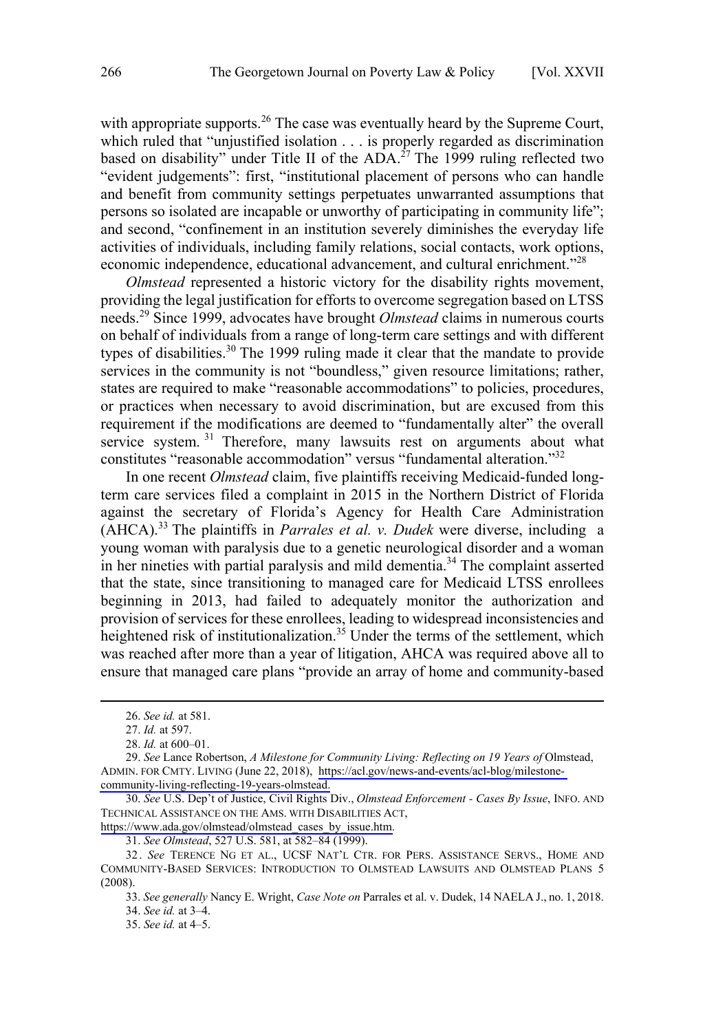with appropriate supports.[26] The case was eventually heard by the Supreme Court, which ruled that "unjustified isolation . . . is properly regarded as discrimination based on disability" under Title II of the ADA.[27] The 1999 ruling reflected two "evident judgements": first, "institutional placement of persons who can handle and benefit from community settings perpetuates unwarranted assumptions that persons so isolated are incapable or unworthy of participating in community life"; and second, "confinement in an institution severely diminishes the everyday life activities of individuals, including family relations, social contacts, work options, economic independence, educational advancement, and cultural enrichment."[28]

*Olmstead* represented a historic victory for the disability rights movement, providing the legal justification for efforts to overcome segregation based on LTSS needs.[29] Since 1999, advocates have brought *Olmstead* claims in numerous courts on behalf of individuals from a range of long-term care settings and with different types of disabilities.[30] The 1999 ruling made it clear that the mandate to provide services in the community is not "boundless," given resource limitations; rather, states are required to make "reasonable accommodations" to policies, procedures, or practices when necessary to avoid discrimination, but are excused from this requirement if the modifications are deemed to "fundamentally alter" the overall service system.[31] Therefore, many lawsuits rest on arguments about what constitutes "reasonable accommodation" versus "fundamental alteration."[32]

In one recent *Olmstead* claim, five plaintiffs receiving Medicaid-funded long-term care services filed a complaint in 2015 in the Northern District of Florida against the secretary of Florida's Agency for Health Care Administration (AHCA).[33] The plaintiffs in *Parrales et al. v. Dudek* were diverse, including a young woman with paralysis due to a genetic neurological disorder and a woman in her nineties with partial paralysis and mild dementia.[34] The complaint asserted that the state, since transitioning to managed care for Medicaid LTSS enrollees beginning in 2013, had failed to adequately monitor the authorization and provision of services for these enrollees, leading to widespread inconsistencies and heightened risk of institutionalization.[35] Under the terms of the settlement, which was reached after more than a year of litigation, AHCA was required above all to ensure that managed care plans "provide an array of home and community-based

---

26. *See id.* at 581.

27. *Id.* at 597.

28. *Id.* at 600–01.

29. *See* Lance Robertson, *A Milestone for Community Living: Reflecting on 19 Years of* Olmstead, ADMIN. FOR CMTY. LIVING (June 22, 2018), https://acl.gov/news-and-events/acl-blog/milestone-community-living-reflecting-19-years-olmstead.

30. *See* U.S. Dep't of Justice, Civil Rights Div., *Olmstead Enforcement - Cases By Issue*, INFO. AND TECHNICAL ASSISTANCE ON THE AMS. WITH DISABILITIES ACT, https://www.ada.gov/olmstead/olmstead_cases_by_issue.htm.

31. *See Olmstead*, 527 U.S. 581, at 582–84 (1999).

32. *See* TERENCE NG ET AL., UCSF NAT'L CTR. FOR PERS. ASSISTANCE SERVS., HOME AND COMMUNITY-BASED SERVICES: INTRODUCTION TO OLMSTEAD LAWSUITS AND OLMSTEAD PLANS 5 (2008).

33. *See generally* Nancy E. Wright, *Case Note on* Parrales et al. v. Dudek, 14 NAELA J., no. 1, 2018.

34. *See id.* at 3–4.

35. *See id.* at 4–5.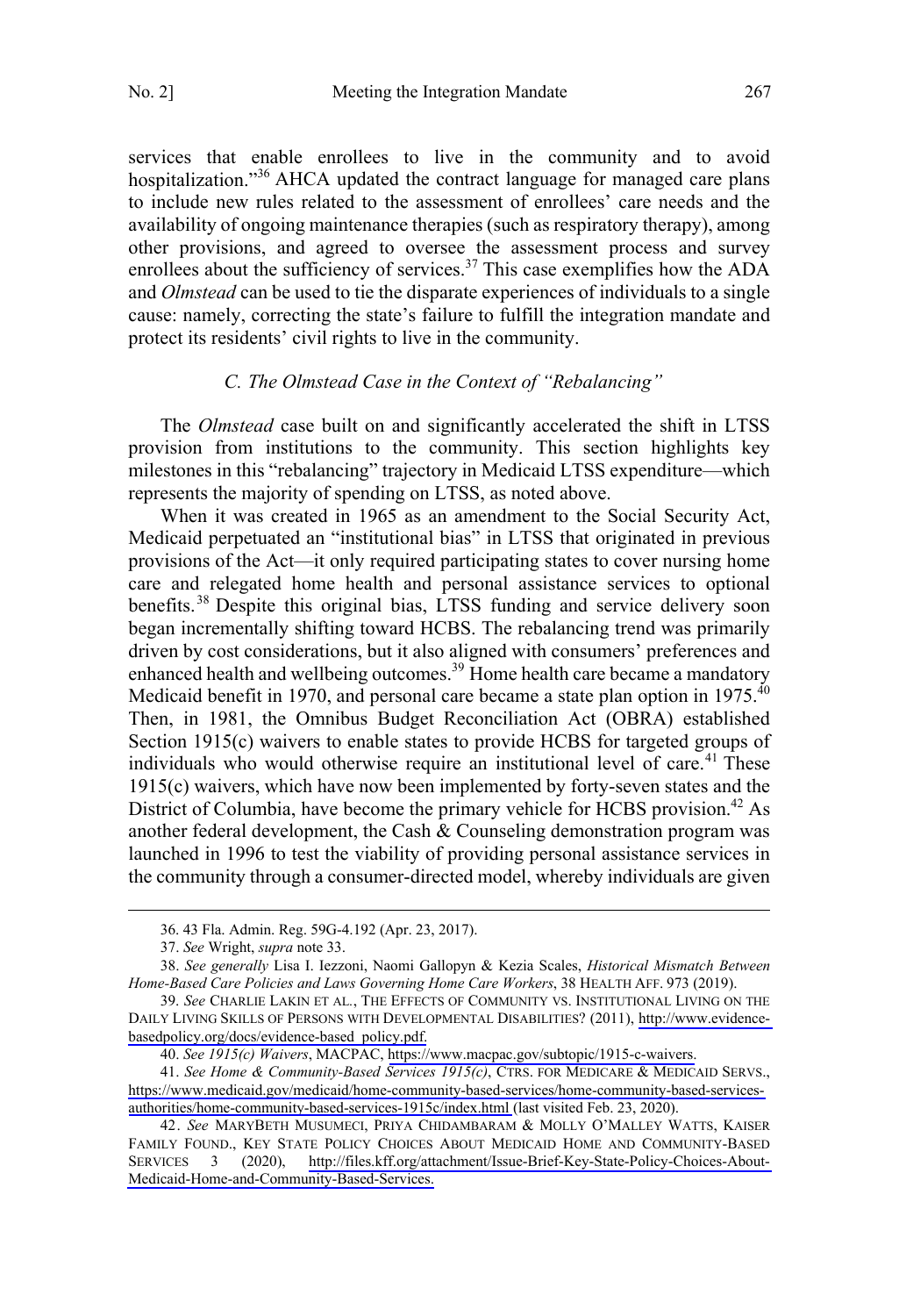services that enable enrollees to live in the community and to avoid hospitalization."[36] AHCA updated the contract language for managed care plans to include new rules related to the assessment of enrollees' care needs and the availability of ongoing maintenance therapies (such as respiratory therapy), among other provisions, and agreed to oversee the assessment process and survey enrollees about the sufficiency of services.[37] This case exemplifies how the ADA and *Olmstead* can be used to tie the disparate experiences of individuals to a single cause: namely, correcting the state's failure to fulfill the integration mandate and protect its residents' civil rights to live in the community.

### *C. The Olmstead Case in the Context of "Rebalancing"*

The *Olmstead* case built on and significantly accelerated the shift in LTSS provision from institutions to the community. This section highlights key milestones in this "rebalancing" trajectory in Medicaid LTSS expenditure—which represents the majority of spending on LTSS, as noted above.

When it was created in 1965 as an amendment to the Social Security Act, Medicaid perpetuated an "institutional bias" in LTSS that originated in previous provisions of the Act—it only required participating states to cover nursing home care and relegated home health and personal assistance services to optional benefits.[38] Despite this original bias, LTSS funding and service delivery soon began incrementally shifting toward HCBS. The rebalancing trend was primarily driven by cost considerations, but it also aligned with consumers' preferences and enhanced health and wellbeing outcomes.[39] Home health care became a mandatory Medicaid benefit in 1970, and personal care became a state plan option in 1975.[40] Then, in 1981, the Omnibus Budget Reconciliation Act (OBRA) established Section 1915(c) waivers to enable states to provide HCBS for targeted groups of individuals who would otherwise require an institutional level of care.[41] These 1915(c) waivers, which have now been implemented by forty-seven states and the District of Columbia, have become the primary vehicle for HCBS provision.[42] As another federal development, the Cash & Counseling demonstration program was launched in 1996 to test the viability of providing personal assistance services in the community through a consumer-directed model, whereby individuals are given

---

36. 43 Fla. Admin. Reg. 59G-4.192 (Apr. 23, 2017).

37. *See* Wright, *supra* note 33.

38. *See generally* Lisa I. Iezzoni, Naomi Gallopyn & Kezia Scales, *Historical Mismatch Between Home-Based Care Policies and Laws Governing Home Care Workers*, 38 HEALTH AFF. 973 (2019).

39. *See* CHARLIE LAKIN ET AL., THE EFFECTS OF COMMUNITY VS. INSTITUTIONAL LIVING ON THE DAILY LIVING SKILLS OF PERSONS WITH DEVELOPMENTAL DISABILITIES? (2011), http://www.evidence-basedpolicy.org/docs/evidence-based_policy.pdf.

40. *See 1915(c) Waivers*, MACPAC, https://www.macpac.gov/subtopic/1915-c-waivers.

41. *See Home & Community-Based Services 1915(c)*, CTRS. FOR MEDICARE & MEDICAID SERVS., https://www.medicaid.gov/medicaid/home-community-based-services/home-community-based-services-authorities/home-community-based-services-1915c/index.html (last visited Feb. 23, 2020).

42. *See* MARYBETH MUSUMECI, PRIYA CHIDAMBARAM & MOLLY O'MALLEY WATTS, KAISER FAMILY FOUND., KEY STATE POLICY CHOICES ABOUT MEDICAID HOME AND COMMUNITY-BASED SERVICES 3 (2020), http://files.kff.org/attachment/Issue-Brief-Key-State-Policy-Choices-About-Medicaid-Home-and-Community-Based-Services.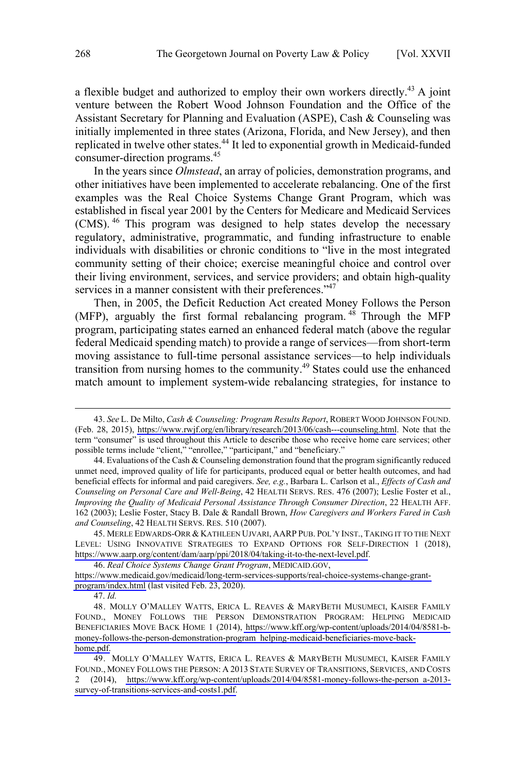a flexible budget and authorized to employ their own workers directly.[43] A joint venture between the Robert Wood Johnson Foundation and the Office of the Assistant Secretary for Planning and Evaluation (ASPE), Cash & Counseling was initially implemented in three states (Arizona, Florida, and New Jersey), and then replicated in twelve other states.[44] It led to exponential growth in Medicaid-funded consumer-direction programs.[45]

In the years since *Olmstead*, an array of policies, demonstration programs, and other initiatives have been implemented to accelerate rebalancing. One of the first examples was the Real Choice Systems Change Grant Program, which was established in fiscal year 2001 by the Centers for Medicare and Medicaid Services (CMS).[46] This program was designed to help states develop the necessary regulatory, administrative, programmatic, and funding infrastructure to enable individuals with disabilities or chronic conditions to "live in the most integrated community setting of their choice; exercise meaningful choice and control over their living environment, services, and service providers; and obtain high-quality services in a manner consistent with their preferences."[47]

Then, in 2005, the Deficit Reduction Act created Money Follows the Person (MFP), arguably the first formal rebalancing program.[48] Through the MFP program, participating states earned an enhanced federal match (above the regular federal Medicaid spending match) to provide a range of services—from short-term moving assistance to full-time personal assistance services—to help individuals transition from nursing homes to the community.[49] States could use the enhanced match amount to implement system-wide rebalancing strategies, for instance to

---

43. *See* L. De Milto, *Cash & Counseling: Program Results Report*, ROBERT WOOD JOHNSON FOUND. (Feb. 28, 2015), https://www.rwjf.org/en/library/research/2013/06/cash---counseling.html. Note that the term "consumer" is used throughout this Article to describe those who receive home care services; other possible terms include "client," "enrollee," "participant," and "beneficiary."

44. Evaluations of the Cash & Counseling demonstration found that the program significantly reduced unmet need, improved quality of life for participants, produced equal or better health outcomes, and had beneficial effects for informal and paid caregivers. *See, e.g.*, Barbara L. Carlson et al., *Effects of Cash and Counseling on Personal Care and Well-Being*, 42 HEALTH SERVS. RES. 476 (2007); Leslie Foster et al., *Improving the Quality of Medicaid Personal Assistance Through Consumer Direction*, 22 HEALTH AFF. 162 (2003); Leslie Foster, Stacy B. Dale & Randall Brown, *How Caregivers and Workers Fared in Cash and Counseling*, 42 HEALTH SERVS. RES. 510 (2007).

45. MERLE EDWARDS-ORR & KATHLEEN UJVARI, AARP PUB. POL'Y INST., TAKING IT TO THE NEXT LEVEL: USING INNOVATIVE STRATEGIES TO EXPAND OPTIONS FOR SELF-DIRECTION 1 (2018), https://www.aarp.org/content/dam/aarp/ppi/2018/04/taking-it-to-the-next-level.pdf.

46. *Real Choice Systems Change Grant Program*, MEDICAID.GOV, https://www.medicaid.gov/medicaid/long-term-services-supports/real-choice-systems-change-grant-program/index.html (last visited Feb. 23, 2020).

47. *Id.*

48. MOLLY O'MALLEY WATTS, ERICA L. REAVES & MARYBETH MUSUMECI, KAISER FAMILY FOUND., MONEY FOLLOWS THE PERSON DEMONSTRATION PROGRAM: HELPING MEDICAID BENEFICIARIES MOVE BACK HOME 1 (2014), https://www.kff.org/wp-content/uploads/2014/04/8581-b-money-follows-the-person-demonstration-program_helping-medicaid-beneficiaries-move-back-home.pdf.

49. MOLLY O'MALLEY WATTS, ERICA L. REAVES & MARYBETH MUSUMECI, KAISER FAMILY FOUND., MONEY FOLLOWS THE PERSON: A 2013 STATE SURVEY OF TRANSITIONS, SERVICES, AND COSTS 2 (2014), https://www.kff.org/wp-content/uploads/2014/04/8581-money-follows-the-person_a-2013-survey-of-transitions-services-and-costs1.pdf.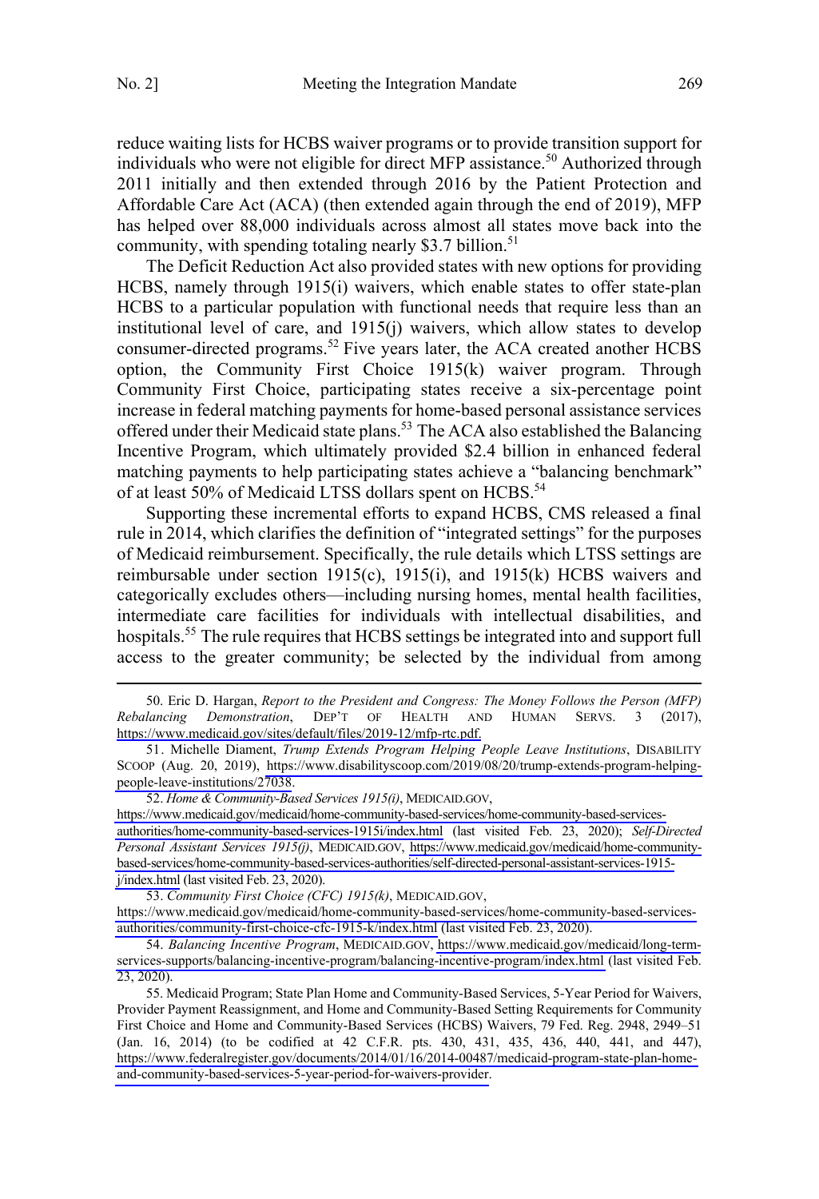reduce waiting lists for HCBS waiver programs or to provide transition support for individuals who were not eligible for direct MFP assistance.[50] Authorized through 2011 initially and then extended through 2016 by the Patient Protection and Affordable Care Act (ACA) (then extended again through the end of 2019), MFP has helped over 88,000 individuals across almost all states move back into the community, with spending totaling nearly $3.7 billion.[51]

The Deficit Reduction Act also provided states with new options for providing HCBS, namely through 1915(i) waivers, which enable states to offer state-plan HCBS to a particular population with functional needs that require less than an institutional level of care, and 1915(j) waivers, which allow states to develop consumer-directed programs.[52] Five years later, the ACA created another HCBS option, the Community First Choice 1915(k) waiver program. Through Community First Choice, participating states receive a six-percentage point increase in federal matching payments for home-based personal assistance services offered under their Medicaid state plans.[53] The ACA also established the Balancing Incentive Program, which ultimately provided $2.4 billion in enhanced federal matching payments to help participating states achieve a "balancing benchmark" of at least 50% of Medicaid LTSS dollars spent on HCBS.[54]

Supporting these incremental efforts to expand HCBS, CMS released a final rule in 2014, which clarifies the definition of "integrated settings" for the purposes of Medicaid reimbursement. Specifically, the rule details which LTSS settings are reimbursable under section 1915(c), 1915(i), and 1915(k) HCBS waivers and categorically excludes others—including nursing homes, mental health facilities, intermediate care facilities for individuals with intellectual disabilities, and hospitals.[55] The rule requires that HCBS settings be integrated into and support full access to the greater community; be selected by the individual from among

---

50. Eric D. Hargan, *Report to the President and Congress: The Money Follows the Person (MFP) Rebalancing Demonstration*, DEP'T OF HEALTH AND HUMAN SERVS. 3 (2017), https://www.medicaid.gov/sites/default/files/2019-12/mfp-rtc.pdf.

51. Michelle Diament, *Trump Extends Program Helping People Leave Institutions*, DISABILITY SCOOP (Aug. 20, 2019), https://www.disabilityscoop.com/2019/08/20/trump-extends-program-helping-people-leave-institutions/27038.

52. *Home & Community-Based Services 1915(i)*, MEDICAID.GOV, https://www.medicaid.gov/medicaid/home-community-based-services/home-community-based-services-authorities/home-community-based-services-1915i/index.html (last visited Feb. 23, 2020); *Self-Directed Personal Assistant Services 1915(j)*, MEDICAID.GOV, https://www.medicaid.gov/medicaid/home-community-based-services/home-community-based-services-authorities/self-directed-personal-assistant-services-1915-j/index.html (last visited Feb. 23, 2020).

53. *Community First Choice (CFC) 1915(k)*, MEDICAID.GOV, https://www.medicaid.gov/medicaid/home-community-based-services/home-community-based-services-authorities/community-first-choice-cfc-1915-k/index.html (last visited Feb. 23, 2020).

54. *Balancing Incentive Program*, MEDICAID.GOV, https://www.medicaid.gov/medicaid/long-term-services-supports/balancing-incentive-program/balancing-incentive-program/index.html (last visited Feb. 23, 2020).

55. Medicaid Program; State Plan Home and Community-Based Services, 5-Year Period for Waivers, Provider Payment Reassignment, and Home and Community-Based Setting Requirements for Community First Choice and Home and Community-Based Services (HCBS) Waivers, 79 Fed. Reg. 2948, 2949–51 (Jan. 16, 2014) (to be codified at 42 C.F.R. pts. 430, 431, 435, 436, 440, 441, and 447), https://www.federalregister.gov/documents/2014/01/16/2014-00487/medicaid-program-state-plan-home-and-community-based-services-5-year-period-for-waivers-provider.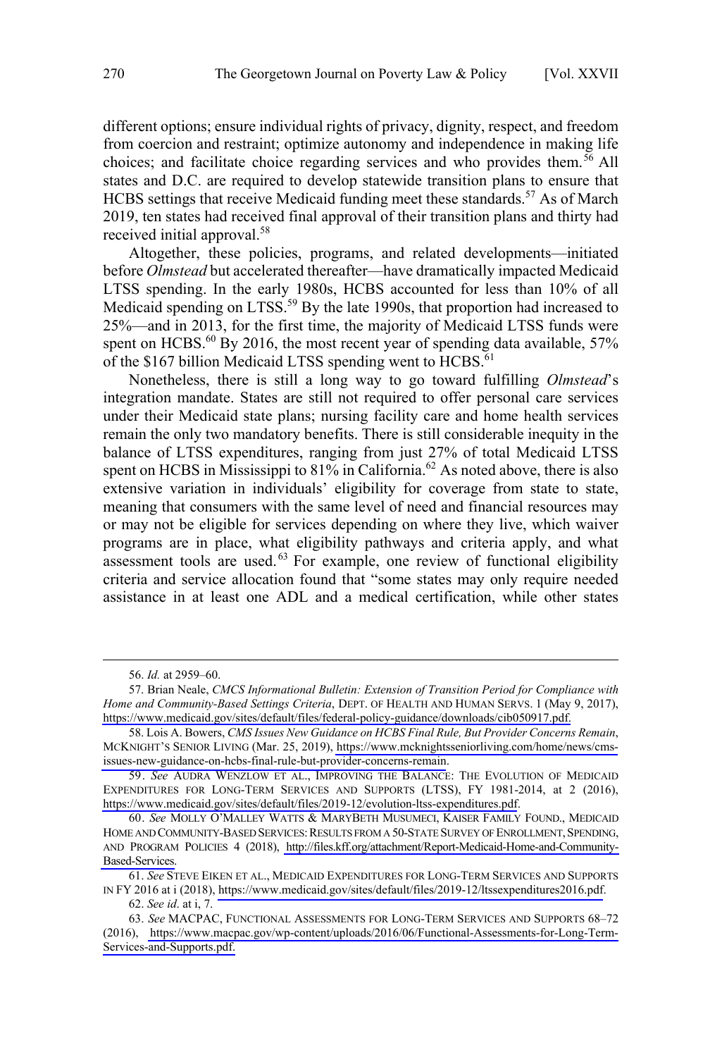different options; ensure individual rights of privacy, dignity, respect, and freedom from coercion and restraint; optimize autonomy and independence in making life choices; and facilitate choice regarding services and who provides them.[56] All states and D.C. are required to develop statewide transition plans to ensure that HCBS settings that receive Medicaid funding meet these standards.[57] As of March 2019, ten states had received final approval of their transition plans and thirty had received initial approval.[58]

Altogether, these policies, programs, and related developments—initiated before *Olmstead* but accelerated thereafter—have dramatically impacted Medicaid LTSS spending. In the early 1980s, HCBS accounted for less than 10% of all Medicaid spending on LTSS.[59] By the late 1990s, that proportion had increased to 25%—and in 2013, for the first time, the majority of Medicaid LTSS funds were spent on HCBS.[60] By 2016, the most recent year of spending data available, 57% of the $167 billion Medicaid LTSS spending went to HCBS.[61]

Nonetheless, there is still a long way to go toward fulfilling *Olmstead*'s integration mandate. States are still not required to offer personal care services under their Medicaid state plans; nursing facility care and home health services remain the only two mandatory benefits. There is still considerable inequity in the balance of LTSS expenditures, ranging from just 27% of total Medicaid LTSS spent on HCBS in Mississippi to 81% in California.[62] As noted above, there is also extensive variation in individuals' eligibility for coverage from state to state, meaning that consumers with the same level of need and financial resources may or may not be eligible for services depending on where they live, which waiver programs are in place, what eligibility pathways and criteria apply, and what assessment tools are used.[63] For example, one review of functional eligibility criteria and service allocation found that "some states may only require needed assistance in at least one ADL and a medical certification, while other states

---

56. *Id.* at 2959–60.

57. Brian Neale, *CMCS Informational Bulletin: Extension of Transition Period for Compliance with Home and Community-Based Settings Criteria*, DEPT. OF HEALTH AND HUMAN SERVS. 1 (May 9, 2017), https://www.medicaid.gov/sites/default/files/federal-policy-guidance/downloads/cib050917.pdf.

58. Lois A. Bowers, *CMS Issues New Guidance on HCBS Final Rule, But Provider Concerns Remain*, MCKNIGHT'S SENIOR LIVING (Mar. 25, 2019), https://www.mcknightsseniorliving.com/home/news/cms-issues-new-guidance-on-hcbs-final-rule-but-provider-concerns-remain.

59. *See* AUDRA WENZLOW ET AL., IMPROVING THE BALANCE: THE EVOLUTION OF MEDICAID EXPENDITURES FOR LONG-TERM SERVICES AND SUPPORTS (LTSS), FY 1981-2014, at 2 (2016), https://www.medicaid.gov/sites/default/files/2019-12/evolution-ltss-expenditures.pdf.

60. *See* MOLLY O'MALLEY WATTS & MARYBETH MUSUMECI, KAISER FAMILY FOUND., MEDICAID HOME AND COMMUNITY-BASED SERVICES: RESULTS FROM A 50-STATE SURVEY OF ENROLLMENT, SPENDING, AND PROGRAM POLICIES 4 (2018), http://files.kff.org/attachment/Report-Medicaid-Home-and-Community-Based-Services.

61. *See* STEVE EIKEN ET AL., MEDICAID EXPENDITURES FOR LONG-TERM SERVICES AND SUPPORTS IN FY 2016 at i (2018), https://www.medicaid.gov/sites/default/files/2019-12/ltssexpenditures2016.pdf.

62. *See id*. at i, 7.

63. *See* MACPAC, FUNCTIONAL ASSESSMENTS FOR LONG-TERM SERVICES AND SUPPORTS 68–72 (2016), https://www.macpac.gov/wp-content/uploads/2016/06/Functional-Assessments-for-Long-Term-Services-and-Supports.pdf.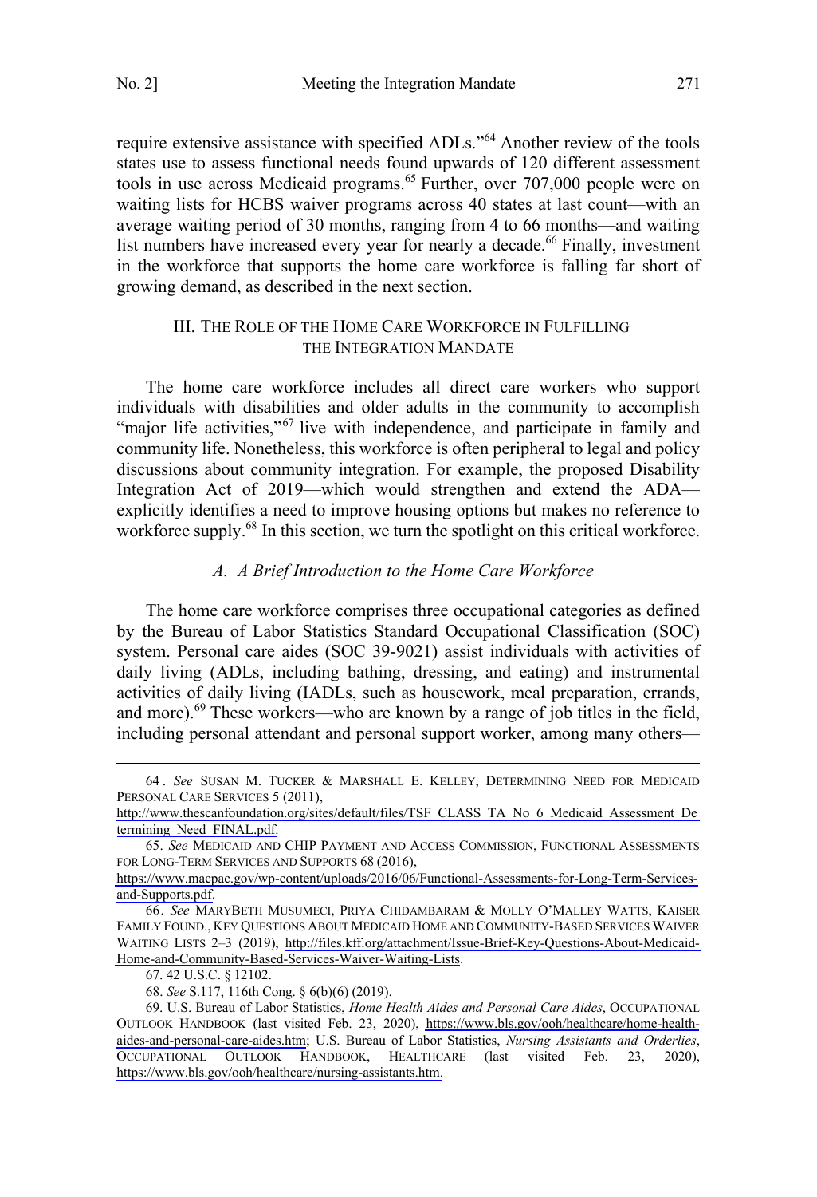require extensive assistance with specified ADLs."[64] Another review of the tools states use to assess functional needs found upwards of 120 different assessment tools in use across Medicaid programs.[65] Further, over 707,000 people were on waiting lists for HCBS waiver programs across 40 states at last count—with an average waiting period of 30 months, ranging from 4 to 66 months—and waiting list numbers have increased every year for nearly a decade.[66] Finally, investment in the workforce that supports the home care workforce is falling far short of growing demand, as described in the next section.

## III. The Role of the Home Care Workforce in Fulfilling the Integration Mandate

The home care workforce includes all direct care workers who support individuals with disabilities and older adults in the community to accomplish "major life activities,"[67] live with independence, and participate in family and community life. Nonetheless, this workforce is often peripheral to legal and policy discussions about community integration. For example, the proposed Disability Integration Act of 2019—which would strengthen and extend the ADA—explicitly identifies a need to improve housing options but makes no reference to workforce supply.[68] In this section, we turn the spotlight on this critical workforce.

### *A. A Brief Introduction to the Home Care Workforce*

The home care workforce comprises three occupational categories as defined by the Bureau of Labor Statistics Standard Occupational Classification (SOC) system. Personal care aides (SOC 39-9021) assist individuals with activities of daily living (ADLs, including bathing, dressing, and eating) and instrumental activities of daily living (IADLs, such as housework, meal preparation, errands, and more).[69] These workers—who are known by a range of job titles in the field, including personal attendant and personal support worker, among many others—

---

64. *See* Susan M. Tucker & Marshall E. Kelley, Determining Need for Medicaid Personal Care Services 5 (2011), http://www.thescanfoundation.org/sites/default/files/TSF_CLASS_TA_No_6_Medicaid_Assessment_Determining_Need_FINAL.pdf.

65. *See* Medicaid and CHIP Payment and Access Commission, Functional Assessments for Long-Term Services and Supports 68 (2016), https://www.macpac.gov/wp-content/uploads/2016/06/Functional-Assessments-for-Long-Term-Services-and-Supports.pdf.

66. *See* MaryBeth Musumeci, Priya Chidambaram & Molly O'Malley Watts, Kaiser Family Found., Key Questions About Medicaid Home and Community-Based Services Waiver Waiting Lists 2–3 (2019), http://files.kff.org/attachment/Issue-Brief-Key-Questions-About-Medicaid-Home-and-Community-Based-Services-Waiver-Waiting-Lists.

67. 42 U.S.C. § 12102.

68. *See* S.117, 116th Cong. § 6(b)(6) (2019).

69. U.S. Bureau of Labor Statistics, *Home Health Aides and Personal Care Aides*, Occupational Outlook Handbook (last visited Feb. 23, 2020), https://www.bls.gov/ooh/healthcare/home-health-aides-and-personal-care-aides.htm; U.S. Bureau of Labor Statistics, *Nursing Assistants and Orderlies*, Occupational Outlook Handbook, Healthcare (last visited Feb. 23, 2020), https://www.bls.gov/ooh/healthcare/nursing-assistants.htm.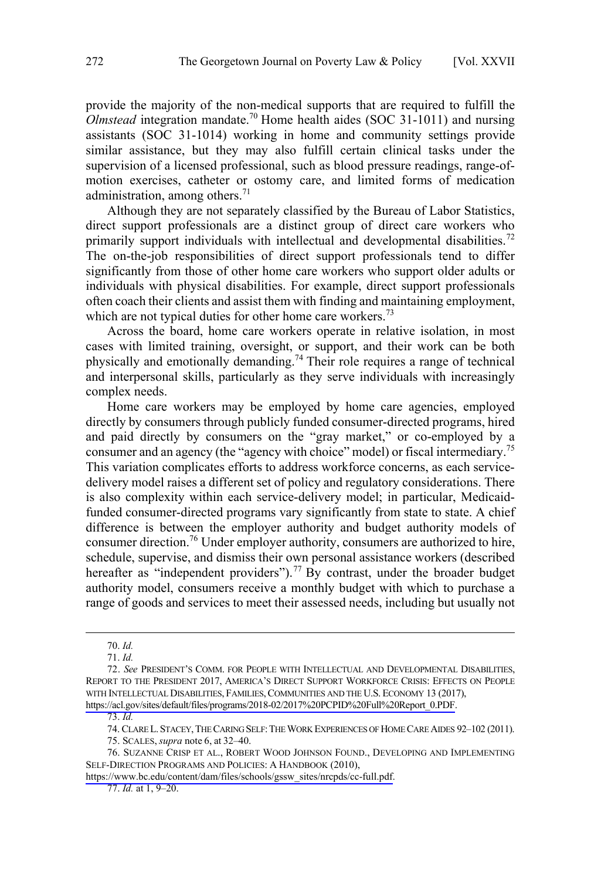provide the majority of the non-medical supports that are required to fulfill the *Olmstead* integration mandate.[70] Home health aides (SOC 31-1011) and nursing assistants (SOC 31-1014) working in home and community settings provide similar assistance, but they may also fulfill certain clinical tasks under the supervision of a licensed professional, such as blood pressure readings, range-of-motion exercises, catheter or ostomy care, and limited forms of medication administration, among others.[71]

Although they are not separately classified by the Bureau of Labor Statistics, direct support professionals are a distinct group of direct care workers who primarily support individuals with intellectual and developmental disabilities.[72] The on-the-job responsibilities of direct support professionals tend to differ significantly from those of other home care workers who support older adults or individuals with physical disabilities. For example, direct support professionals often coach their clients and assist them with finding and maintaining employment, which are not typical duties for other home care workers.[73]

Across the board, home care workers operate in relative isolation, in most cases with limited training, oversight, or support, and their work can be both physically and emotionally demanding.[74] Their role requires a range of technical and interpersonal skills, particularly as they serve individuals with increasingly complex needs.

Home care workers may be employed by home care agencies, employed directly by consumers through publicly funded consumer-directed programs, hired and paid directly by consumers on the "gray market," or co-employed by a consumer and an agency (the "agency with choice" model) or fiscal intermediary.[75] This variation complicates efforts to address workforce concerns, as each service-delivery model raises a different set of policy and regulatory considerations. There is also complexity within each service-delivery model; in particular, Medicaid-funded consumer-directed programs vary significantly from state to state. A chief difference is between the employer authority and budget authority models of consumer direction.[76] Under employer authority, consumers are authorized to hire, schedule, supervise, and dismiss their own personal assistance workers (described hereafter as "independent providers").[77] By contrast, under the broader budget authority model, consumers receive a monthly budget with which to purchase a range of goods and services to meet their assessed needs, including but usually not

---

70. *Id.*

71. *Id.*

72. *See* PRESIDENT'S COMM. FOR PEOPLE WITH INTELLECTUAL AND DEVELOPMENTAL DISABILITIES, REPORT TO THE PRESIDENT 2017, AMERICA'S DIRECT SUPPORT WORKFORCE CRISIS: EFFECTS ON PEOPLE WITH INTELLECTUAL DISABILITIES, FAMILIES, COMMUNITIES AND THE U.S. ECONOMY 13 (2017), https://acl.gov/sites/default/files/programs/2018-02/2017%20PCPID%20Full%20Report_0.PDF.

73. *Id.*

74. CLARE L. STACEY, THE CARING SELF: THE WORK EXPERIENCES OF HOME CARE AIDES 92–102 (2011).

75. SCALES, *supra* note 6, at 32–40.

76. SUZANNE CRISP ET AL., ROBERT WOOD JOHNSON FOUND., DEVELOPING AND IMPLEMENTING SELF-DIRECTION PROGRAMS AND POLICIES: A HANDBOOK (2010), https://www.bc.edu/content/dam/files/schools/gssw_sites/nrcpds/cc-full.pdf.

77. *Id.* at 1, 9–20.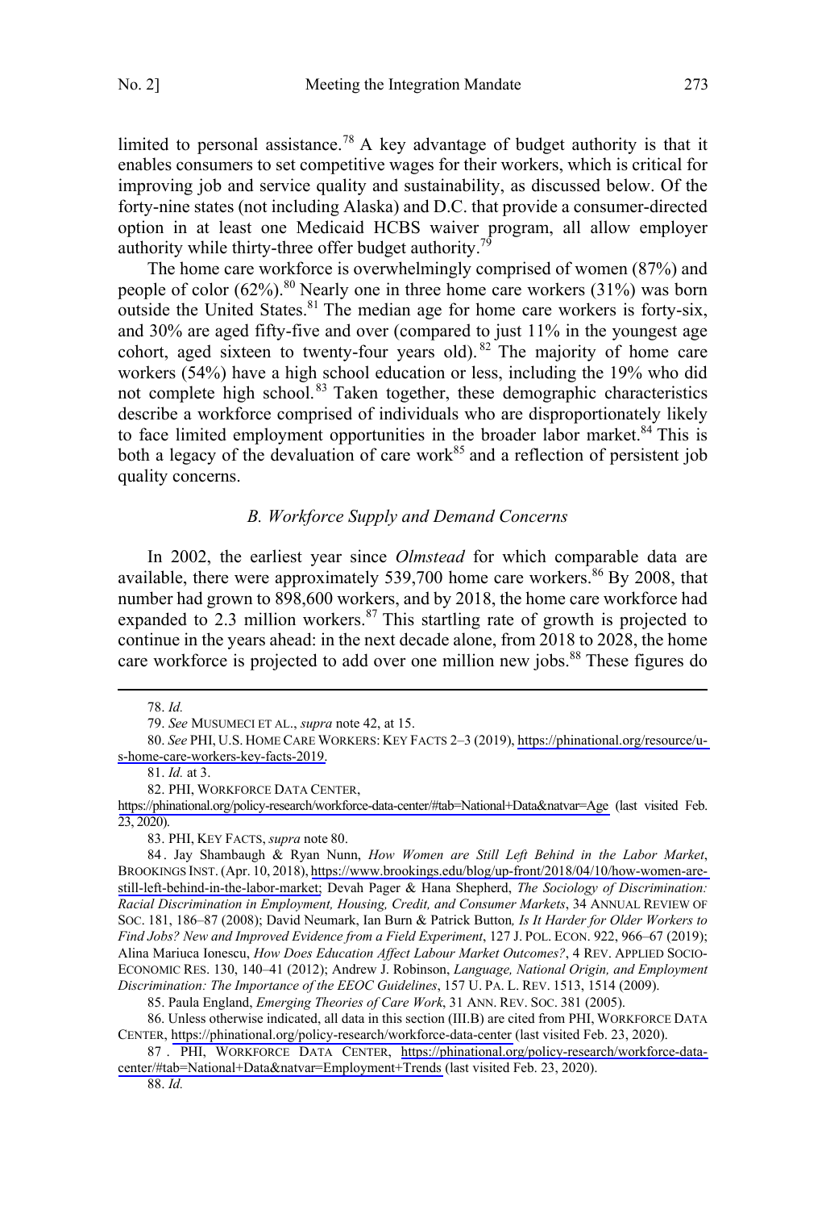limited to personal assistance.[78] A key advantage of budget authority is that it enables consumers to set competitive wages for their workers, which is critical for improving job and service quality and sustainability, as discussed below. Of the forty-nine states (not including Alaska) and D.C. that provide a consumer-directed option in at least one Medicaid HCBS waiver program, all allow employer authority while thirty-three offer budget authority.[79]

The home care workforce is overwhelmingly comprised of women (87%) and people of color (62%).[80] Nearly one in three home care workers (31%) was born outside the United States.[81] The median age for home care workers is forty-six, and 30% are aged fifty-five and over (compared to just 11% in the youngest age cohort, aged sixteen to twenty-four years old).[82] The majority of home care workers (54%) have a high school education or less, including the 19% who did not complete high school.[83] Taken together, these demographic characteristics describe a workforce comprised of individuals who are disproportionately likely to face limited employment opportunities in the broader labor market.[84] This is both a legacy of the devaluation of care work[85] and a reflection of persistent job quality concerns.

### *B. Workforce Supply and Demand Concerns*

In 2002, the earliest year since *Olmstead* for which comparable data are available, there were approximately 539,700 home care workers.[86] By 2008, that number had grown to 898,600 workers, and by 2018, the home care workforce had expanded to 2.3 million workers.[87] This startling rate of growth is projected to continue in the years ahead: in the next decade alone, from 2018 to 2028, the home care workforce is projected to add over one million new jobs.[88] These figures do

---

78. *Id.*

79. *See* MUSUMECI ET AL., *supra* note 42, at 15.

80. *See* PHI, U.S. HOME CARE WORKERS: KEY FACTS 2–3 (2019), https://phinational.org/resource/u-s-home-care-workers-key-facts-2019.

81. *Id.* at 3.

82. PHI, WORKFORCE DATA CENTER, https://phinational.org/policy-research/workforce-data-center/#tab=National+Data&natvar=Age (last visited Feb. 23, 2020).

83. PHI, KEY FACTS, *supra* note 80.

84. Jay Shambaugh & Ryan Nunn, *How Women are Still Left Behind in the Labor Market*, BROOKINGS INST. (Apr. 10, 2018), https://www.brookings.edu/blog/up-front/2018/04/10/how-women-are-still-left-behind-in-the-labor-market; Devah Pager & Hana Shepherd, *The Sociology of Discrimination: Racial Discrimination in Employment, Housing, Credit, and Consumer Markets*, 34 ANNUAL REVIEW OF SOC. 181, 186–87 (2008); David Neumark, Ian Burn & Patrick Button*, Is It Harder for Older Workers to Find Jobs? New and Improved Evidence from a Field Experiment*, 127 J. POL. ECON. 922, 966–67 (2019); Alina Mariuca Ionescu, *How Does Education Affect Labour Market Outcomes?*, 4 REV. APPLIED SOCIO-ECONOMIC RES. 130, 140–41 (2012); Andrew J. Robinson, *Language, National Origin, and Employment Discrimination: The Importance of the EEOC Guidelines*, 157 U. PA. L. REV. 1513, 1514 (2009).

85. Paula England, *Emerging Theories of Care Work*, 31 ANN. REV. SOC. 381 (2005).

86. Unless otherwise indicated, all data in this section (III.B) are cited from PHI, WORKFORCE DATA CENTER, https://phinational.org/policy-research/workforce-data-center (last visited Feb. 23, 2020).

87. PHI, WORKFORCE DATA CENTER, https://phinational.org/policy-research/workforce-data-center/#tab=National+Data&natvar=Employment+Trends (last visited Feb. 23, 2020).

88. *Id.*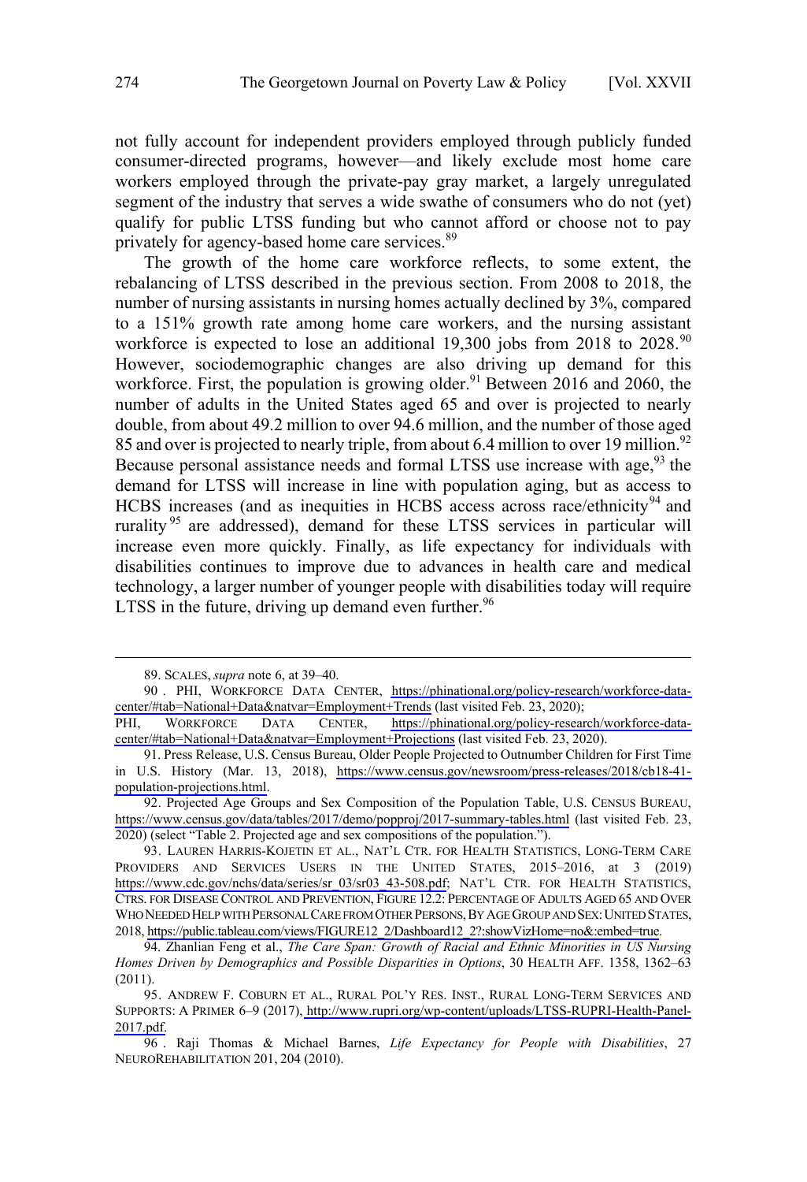not fully account for independent providers employed through publicly funded consumer-directed programs, however—and likely exclude most home care workers employed through the private-pay gray market, a largely unregulated segment of the industry that serves a wide swathe of consumers who do not (yet) qualify for public LTSS funding but who cannot afford or choose not to pay privately for agency-based home care services.[89]

The growth of the home care workforce reflects, to some extent, the rebalancing of LTSS described in the previous section. From 2008 to 2018, the number of nursing assistants in nursing homes actually declined by 3%, compared to a 151% growth rate among home care workers, and the nursing assistant workforce is expected to lose an additional 19,300 jobs from 2018 to 2028.[90] However, sociodemographic changes are also driving up demand for this workforce. First, the population is growing older.[91] Between 2016 and 2060, the number of adults in the United States aged 65 and over is projected to nearly double, from about 49.2 million to over 94.6 million, and the number of those aged 85 and over is projected to nearly triple, from about 6.4 million to over 19 million.[92] Because personal assistance needs and formal LTSS use increase with age,[93] the demand for LTSS will increase in line with population aging, but as access to HCBS increases (and as inequities in HCBS access across race/ethnicity[94] and rurality[95] are addressed), demand for these LTSS services in particular will increase even more quickly. Finally, as life expectancy for individuals with disabilities continues to improve due to advances in health care and medical technology, a larger number of younger people with disabilities today will require LTSS in the future, driving up demand even further.[96]

---

89. SCALES, *supra* note 6, at 39–40.

90. PHI, WORKFORCE DATA CENTER, https://phinational.org/policy-research/workforce-data-center/#tab=National+Data&natvar=Employment+Trends (last visited Feb. 23, 2020); PHI, WORKFORCE DATA CENTER, https://phinational.org/policy-research/workforce-data-center/#tab=National+Data&natvar=Employment+Projections (last visited Feb. 23, 2020).

91. Press Release, U.S. Census Bureau, Older People Projected to Outnumber Children for First Time in U.S. History (Mar. 13, 2018), https://www.census.gov/newsroom/press-releases/2018/cb18-41-population-projections.html.

92. Projected Age Groups and Sex Composition of the Population Table, U.S. CENSUS BUREAU, https://www.census.gov/data/tables/2017/demo/popproj/2017-summary-tables.html (last visited Feb. 23, 2020) (select "Table 2. Projected age and sex compositions of the population.").

93. LAUREN HARRIS-KOJETIN ET AL., NAT'L CTR. FOR HEALTH STATISTICS, LONG-TERM CARE PROVIDERS AND SERVICES USERS IN THE UNITED STATES, 2015–2016, at 3 (2019) https://www.cdc.gov/nchs/data/series/sr_03/sr03_43-508.pdf; NAT'L CTR. FOR HEALTH STATISTICS, CTRS. FOR DISEASE CONTROL AND PREVENTION, FIGURE 12.2: PERCENTAGE OF ADULTS AGED 65 AND OVER WHO NEEDED HELP WITH PERSONAL CARE FROM OTHER PERSONS, BY AGE GROUP AND SEX: UNITED STATES, 2018, https://public.tableau.com/views/FIGURE12_2/Dashboard12_2?:showVizHome=no&:embed=true.

94. Zhanlian Feng et al., *The Care Span: Growth of Racial and Ethnic Minorities in US Nursing Homes Driven by Demographics and Possible Disparities in Options*, 30 HEALTH AFF. 1358, 1362–63 (2011).

95. ANDREW F. COBURN ET AL., RURAL POL'Y RES. INST., RURAL LONG-TERM SERVICES AND SUPPORTS: A PRIMER 6–9 (2017), http://www.rupri.org/wp-content/uploads/LTSS-RUPRI-Health-Panel-2017.pdf.

96. Raji Thomas & Michael Barnes, *Life Expectancy for People with Disabilities*, 27 NEUROREHABILITATION 201, 204 (2010).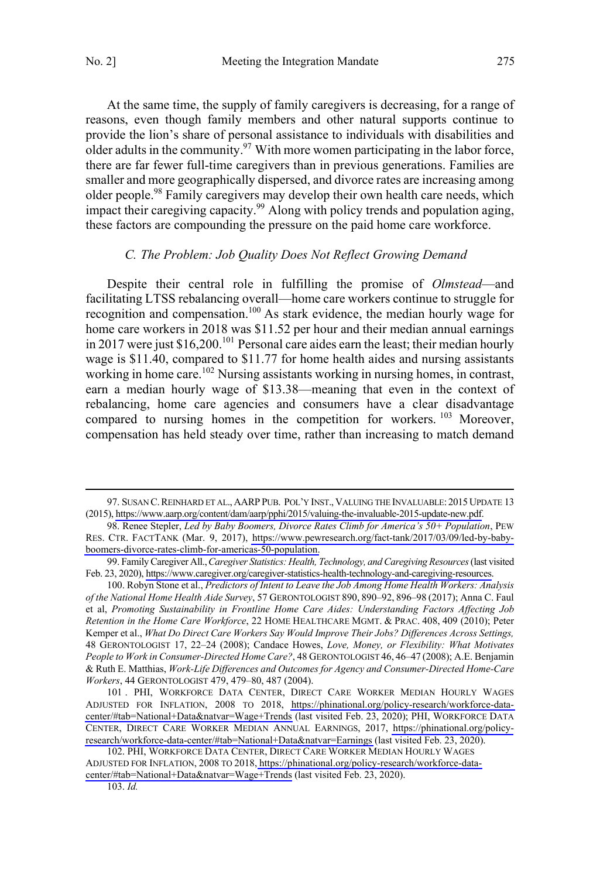At the same time, the supply of family caregivers is decreasing, for a range of reasons, even though family members and other natural supports continue to provide the lion's share of personal assistance to individuals with disabilities and older adults in the community.[97] With more women participating in the labor force, there are far fewer full-time caregivers than in previous generations. Families are smaller and more geographically dispersed, and divorce rates are increasing among older people.[98] Family caregivers may develop their own health care needs, which impact their caregiving capacity.[99] Along with policy trends and population aging, these factors are compounding the pressure on the paid home care workforce.

### *C. The Problem: Job Quality Does Not Reflect Growing Demand*

Despite their central role in fulfilling the promise of *Olmstead*—and facilitating LTSS rebalancing overall—home care workers continue to struggle for recognition and compensation.[100] As stark evidence, the median hourly wage for home care workers in 2018 was $11.52 per hour and their median annual earnings in 2017 were just $16,200.[101] Personal care aides earn the least; their median hourly wage is $11.40, compared to $11.77 for home health aides and nursing assistants working in home care.[102] Nursing assistants working in nursing homes, in contrast, earn a median hourly wage of $13.38—meaning that even in the context of rebalancing, home care agencies and consumers have a clear disadvantage compared to nursing homes in the competition for workers.[103] Moreover, compensation has held steady over time, rather than increasing to match demand

---

97. SUSAN C. REINHARD ET AL., AARP PUB. POL'Y INST., VALUING THE INVALUABLE: 2015 UPDATE 13 (2015), https://www.aarp.org/content/dam/aarp/ppi/2015/valuing-the-invaluable-2015-update-new.pdf.

98. Renee Stepler, *Led by Baby Boomers, Divorce Rates Climb for America's 50+ Population*, PEW RES. CTR. FACTTANK (Mar. 9, 2017), https://www.pewresearch.org/fact-tank/2017/03/09/led-by-baby-boomers-divorce-rates-climb-for-americas-50-population.

99. Family Caregiver All., *Caregiver Statistics: Health, Technology, and Caregiving Resources* (last visited Feb. 23, 2020), https://www.caregiver.org/caregiver-statistics-health-technology-and-caregiving-resources.

100. Robyn Stone et al., *Predictors of Intent to Leave the Job Among Home Health Workers: Analysis of the National Home Health Aide Survey*, 57 GERONTOLOGIST 890, 890–92, 896–98 (2017); Anna C. Faul et al, *Promoting Sustainability in Frontline Home Care Aides: Understanding Factors Affecting Job Retention in the Home Care Workforce*, 22 HOME HEALTHCARE MGMT. & PRAC. 408, 409 (2010); Peter Kemper et al., *What Do Direct Care Workers Say Would Improve Their Jobs? Differences Across Settings,* 48 GERONTOLOGIST 17, 22–24 (2008); Candace Howes, *Love, Money, or Flexibility: What Motivates People to Work in Consumer-Directed Home Care?*, 48 GERONTOLOGIST 46, 46–47 (2008); A.E. Benjamin & Ruth E. Matthias, *Work-Life Differences and Outcomes for Agency and Consumer-Directed Home-Care Workers*, 44 GERONTOLOGIST 479, 479–80, 487 (2004).

101. PHI, WORKFORCE DATA CENTER, DIRECT CARE WORKER MEDIAN HOURLY WAGES ADJUSTED FOR INFLATION, 2008 TO 2018, https://phinational.org/policy-research/workforce-data-center/#tab=National+Data&natvar=Wage+Trends (last visited Feb. 23, 2020); PHI, WORKFORCE DATA CENTER, DIRECT CARE WORKER MEDIAN ANNUAL EARNINGS, 2017, https://phinational.org/policy-research/workforce-data-center/#tab=National+Data&natvar=Earnings (last visited Feb. 23, 2020).

102. PHI, WORKFORCE DATA CENTER, DIRECT CARE WORKER MEDIAN HOURLY WAGES ADJUSTED FOR INFLATION, 2008 TO 2018, https://phinational.org/policy-research/workforce-data-center/#tab=National+Data&natvar=Wage+Trends (last visited Feb. 23, 2020).

103. *Id.*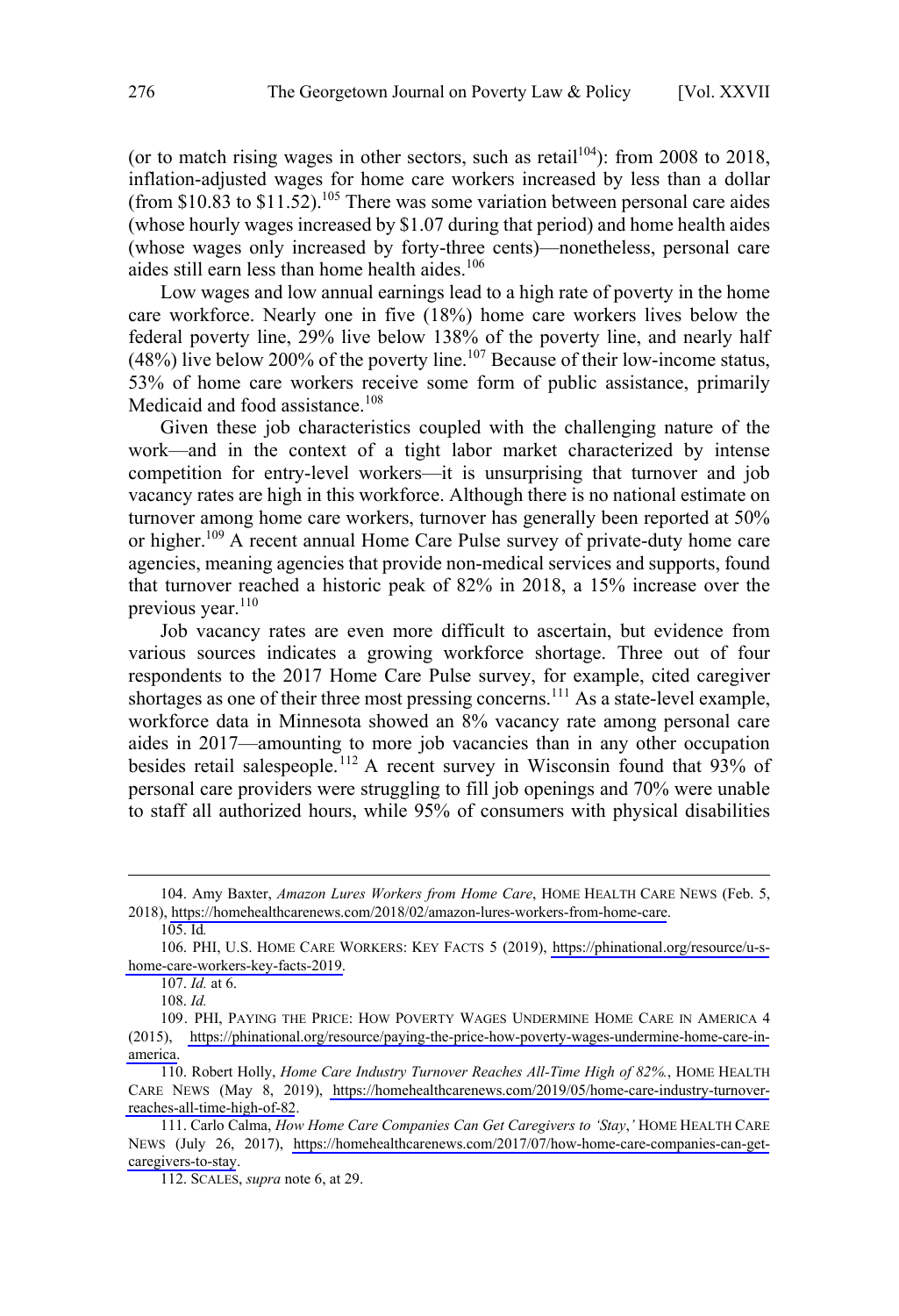(or to match rising wages in other sectors, such as retail[104]): from 2008 to 2018, inflation-adjusted wages for home care workers increased by less than a dollar (from $10.83 to $11.52).[105] There was some variation between personal care aides (whose hourly wages increased by $1.07 during that period) and home health aides (whose wages only increased by forty-three cents)—nonetheless, personal care aides still earn less than home health aides.[106]

Low wages and low annual earnings lead to a high rate of poverty in the home care workforce. Nearly one in five (18%) home care workers lives below the federal poverty line, 29% live below 138% of the poverty line, and nearly half (48%) live below 200% of the poverty line.[107] Because of their low-income status, 53% of home care workers receive some form of public assistance, primarily Medicaid and food assistance.[108]

Given these job characteristics coupled with the challenging nature of the work—and in the context of a tight labor market characterized by intense competition for entry-level workers—it is unsurprising that turnover and job vacancy rates are high in this workforce. Although there is no national estimate on turnover among home care workers, turnover has generally been reported at 50% or higher.[109] A recent annual Home Care Pulse survey of private-duty home care agencies, meaning agencies that provide non-medical services and supports, found that turnover reached a historic peak of 82% in 2018, a 15% increase over the previous year.[110]

Job vacancy rates are even more difficult to ascertain, but evidence from various sources indicates a growing workforce shortage. Three out of four respondents to the 2017 Home Care Pulse survey, for example, cited caregiver shortages as one of their three most pressing concerns.[111] As a state-level example, workforce data in Minnesota showed an 8% vacancy rate among personal care aides in 2017—amounting to more job vacancies than in any other occupation besides retail salespeople.[112] A recent survey in Wisconsin found that 93% of personal care providers were struggling to fill job openings and 70% were unable to staff all authorized hours, while 95% of consumers with physical disabilities

---

104. Amy Baxter, *Amazon Lures Workers from Home Care*, HOME HEALTH CARE NEWS (Feb. 5, 2018), https://homehealthcarenews.com/2018/02/amazon-lures-workers-from-home-care.

105. Id*.*

106. PHI, U.S. HOME CARE WORKERS: KEY FACTS 5 (2019), https://phinational.org/resource/u-s-home-care-workers-key-facts-2019.

107. *Id.* at 6.

108. *Id.*

109. PHI, PAYING THE PRICE: HOW POVERTY WAGES UNDERMINE HOME CARE IN AMERICA 4 (2015), https://phinational.org/resource/paying-the-price-how-poverty-wages-undermine-home-care-in-america.

110. Robert Holly, *Home Care Industry Turnover Reaches All-Time High of 82%.*, HOME HEALTH CARE NEWS (May 8, 2019), https://homehealthcarenews.com/2019/05/home-care-industry-turnover-reaches-all-time-high-of-82.

111. Carlo Calma, *How Home Care Companies Can Get Caregivers to 'Stay*,*'* HOME HEALTH CARE NEWS (July 26, 2017), https://homehealthcarenews.com/2017/07/how-home-care-companies-can-get-caregivers-to-stay.

112. SCALES, *supra* note 6, at 29.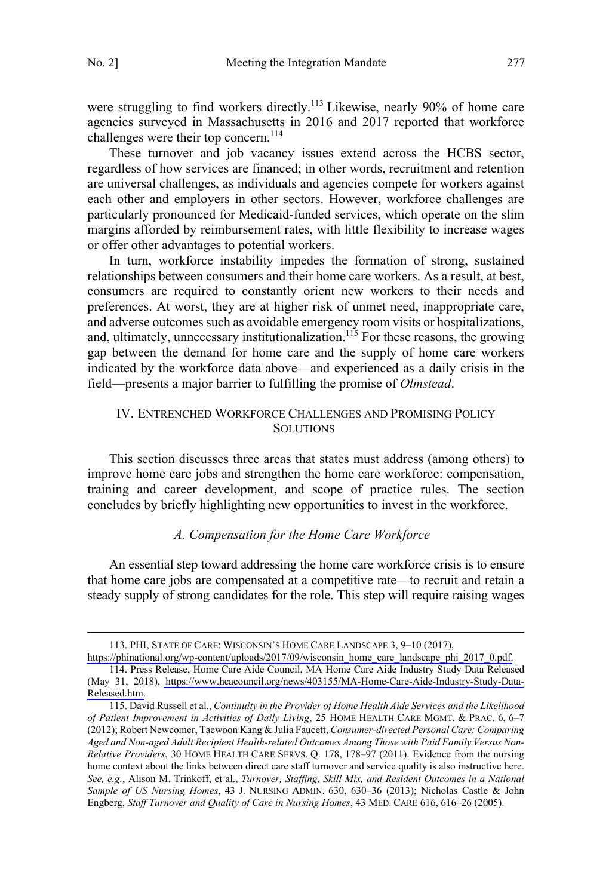were struggling to find workers directly.[113] Likewise, nearly 90% of home care agencies surveyed in Massachusetts in 2016 and 2017 reported that workforce challenges were their top concern.[114]

These turnover and job vacancy issues extend across the HCBS sector, regardless of how services are financed; in other words, recruitment and retention are universal challenges, as individuals and agencies compete for workers against each other and employers in other sectors. However, workforce challenges are particularly pronounced for Medicaid-funded services, which operate on the slim margins afforded by reimbursement rates, with little flexibility to increase wages or offer other advantages to potential workers.

In turn, workforce instability impedes the formation of strong, sustained relationships between consumers and their home care workers. As a result, at best, consumers are required to constantly orient new workers to their needs and preferences. At worst, they are at higher risk of unmet need, inappropriate care, and adverse outcomes such as avoidable emergency room visits or hospitalizations, and, ultimately, unnecessary institutionalization.[115] For these reasons, the growing gap between the demand for home care and the supply of home care workers indicated by the workforce data above—and experienced as a daily crisis in the field—presents a major barrier to fulfilling the promise of *Olmstead*.

## IV. ENTRENCHED WORKFORCE CHALLENGES AND PROMISING POLICY SOLUTIONS

This section discusses three areas that states must address (among others) to improve home care jobs and strengthen the home care workforce: compensation, training and career development, and scope of practice rules. The section concludes by briefly highlighting new opportunities to invest in the workforce.

### *A. Compensation for the Home Care Workforce*

An essential step toward addressing the home care workforce crisis is to ensure that home care jobs are compensated at a competitive rate—to recruit and retain a steady supply of strong candidates for the role. This step will require raising wages

---

113. PHI, STATE OF CARE: WISCONSIN'S HOME CARE LANDSCAPE 3, 9–10 (2017), https://phinational.org/wp-content/uploads/2017/09/wisconsin_home_care_landscape_phi_2017_0.pdf.

114. Press Release, Home Care Aide Council, MA Home Care Aide Industry Study Data Released (May 31, 2018), https://www.hcacouncil.org/news/403155/MA-Home-Care-Aide-Industry-Study-Data-Released.htm.

115. David Russell et al., *Continuity in the Provider of Home Health Aide Services and the Likelihood of Patient Improvement in Activities of Daily Living*, 25 HOME HEALTH CARE MGMT. & PRAC. 6, 6–7 (2012); Robert Newcomer, Taewoon Kang & Julia Faucett, *Consumer-directed Personal Care: Comparing Aged and Non-aged Adult Recipient Health-related Outcomes Among Those with Paid Family Versus Non-Relative Providers*, 30 HOME HEALTH CARE SERVS. Q. 178, 178–97 (2011). Evidence from the nursing home context about the links between direct care staff turnover and service quality is also instructive here. *See, e.g.*, Alison M. Trinkoff, et al., *Turnover, Staffing, Skill Mix, and Resident Outcomes in a National Sample of US Nursing Homes*, 43 J. NURSING ADMIN. 630, 630–36 (2013); Nicholas Castle & John Engberg, *Staff Turnover and Quality of Care in Nursing Homes*, 43 MED. CARE 616, 616–26 (2005).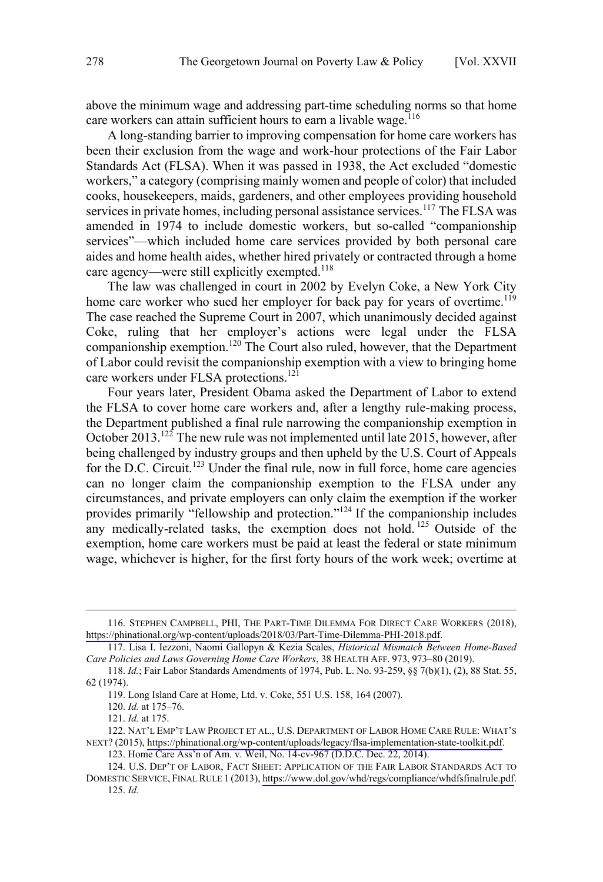above the minimum wage and addressing part-time scheduling norms so that home care workers can attain sufficient hours to earn a livable wage.[116]

A long-standing barrier to improving compensation for home care workers has been their exclusion from the wage and work-hour protections of the Fair Labor Standards Act (FLSA). When it was passed in 1938, the Act excluded "domestic workers," a category (comprising mainly women and people of color) that included cooks, housekeepers, maids, gardeners, and other employees providing household services in private homes, including personal assistance services.[117] The FLSA was amended in 1974 to include domestic workers, but so-called "companionship services"—which included home care services provided by both personal care aides and home health aides, whether hired privately or contracted through a home care agency—were still explicitly exempted.[118]

The law was challenged in court in 2002 by Evelyn Coke, a New York City home care worker who sued her employer for back pay for years of overtime.[119] The case reached the Supreme Court in 2007, which unanimously decided against Coke, ruling that her employer's actions were legal under the FLSA companionship exemption.[120] The Court also ruled, however, that the Department of Labor could revisit the companionship exemption with a view to bringing home care workers under FLSA protections.[121]

Four years later, President Obama asked the Department of Labor to extend the FLSA to cover home care workers and, after a lengthy rule-making process, the Department published a final rule narrowing the companionship exemption in October 2013.[122] The new rule was not implemented until late 2015, however, after being challenged by industry groups and then upheld by the U.S. Court of Appeals for the D.C. Circuit.[123] Under the final rule, now in full force, home care agencies can no longer claim the companionship exemption to the FLSA under any circumstances, and private employers can only claim the exemption if the worker provides primarily "fellowship and protection."[124] If the companionship includes any medically-related tasks, the exemption does not hold.[125] Outside of the exemption, home care workers must be paid at least the federal or state minimum wage, whichever is higher, for the first forty hours of the work week; overtime at

---

116. STEPHEN CAMPBELL, PHI, THE PART-TIME DILEMMA FOR DIRECT CARE WORKERS (2018), https://phinational.org/wp-content/uploads/2018/03/Part-Time-Dilemma-PHI-2018.pdf.

117. Lisa I. Iezzoni, Naomi Gallopyn & Kezia Scales, *Historical Mismatch Between Home-Based Care Policies and Laws Governing Home Care Workers*, 38 HEALTH AFF. 973, 973–80 (2019).

118. *Id.*; Fair Labor Standards Amendments of 1974, Pub. L. No. 93-259, §§ 7(b)(1), (2), 88 Stat. 55, 62 (1974).

119. Long Island Care at Home, Ltd. v. Coke, 551 U.S. 158, 164 (2007).

120. *Id.* at 175–76.

121. *Id.* at 175.

122. NAT'L EMP'T LAW PROJECT ET AL., U.S. DEPARTMENT OF LABOR HOME CARE RULE: WHAT'S NEXT? (2015), https://phinational.org/wp-content/uploads/legacy/flsa-implementation-state-toolkit.pdf.

123. Home Care Ass'n of Am. v. Weil, No. 14-cv-967 (D.D.C. Dec. 22, 2014).

124. U.S. DEP'T OF LABOR, FACT SHEET: APPLICATION OF THE FAIR LABOR STANDARDS ACT TO DOMESTIC SERVICE, FINAL RULE 1 (2013), https://www.dol.gov/whd/regs/compliance/whdfsfinalrule.pdf.

125. *Id.*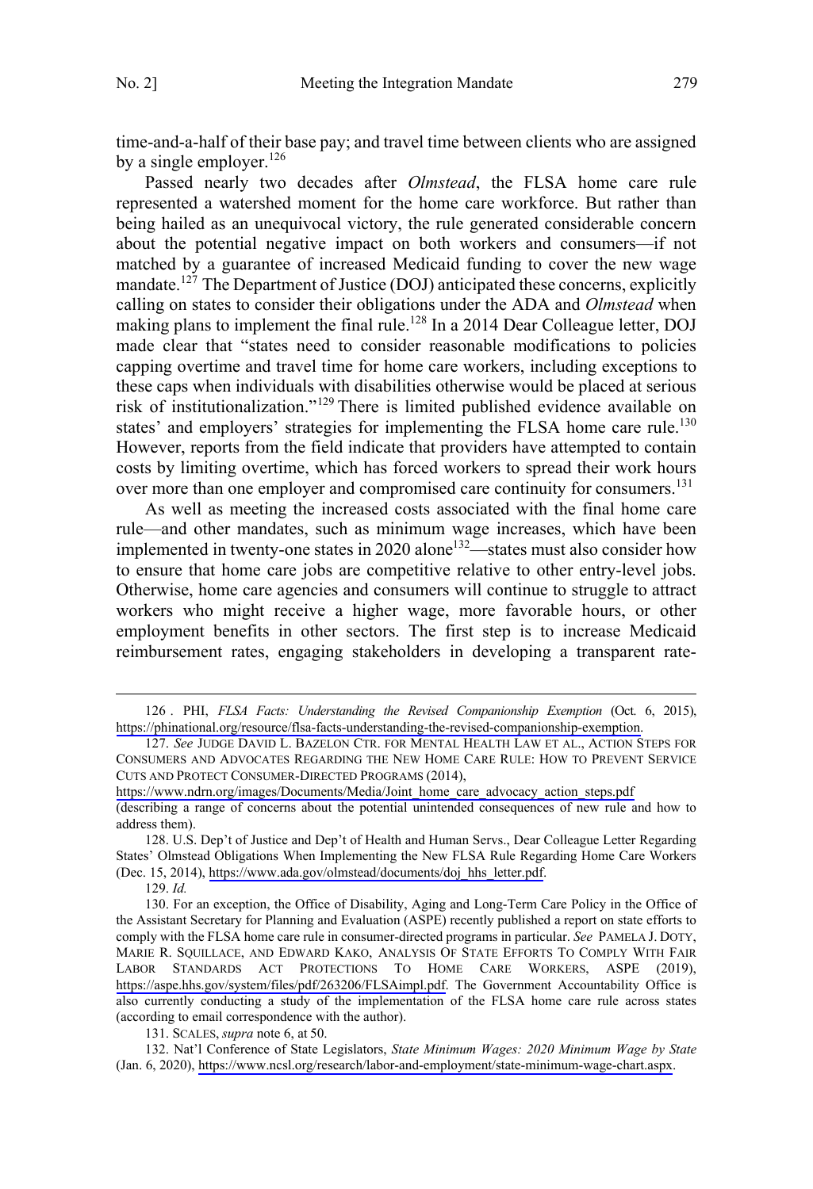time-and-a-half of their base pay; and travel time between clients who are assigned by a single employer.[126]

Passed nearly two decades after *Olmstead*, the FLSA home care rule represented a watershed moment for the home care workforce. But rather than being hailed as an unequivocal victory, the rule generated considerable concern about the potential negative impact on both workers and consumers—if not matched by a guarantee of increased Medicaid funding to cover the new wage mandate.[127] The Department of Justice (DOJ) anticipated these concerns, explicitly calling on states to consider their obligations under the ADA and *Olmstead* when making plans to implement the final rule.[128] In a 2014 Dear Colleague letter, DOJ made clear that "states need to consider reasonable modifications to policies capping overtime and travel time for home care workers, including exceptions to these caps when individuals with disabilities otherwise would be placed at serious risk of institutionalization."[129] There is limited published evidence available on states' and employers' strategies for implementing the FLSA home care rule.[130] However, reports from the field indicate that providers have attempted to contain costs by limiting overtime, which has forced workers to spread their work hours over more than one employer and compromised care continuity for consumers.[131]

As well as meeting the increased costs associated with the final home care rule—and other mandates, such as minimum wage increases, which have been implemented in twenty-one states in 2020 alone[132]—states must also consider how to ensure that home care jobs are competitive relative to other entry-level jobs. Otherwise, home care agencies and consumers will continue to struggle to attract workers who might receive a higher wage, more favorable hours, or other employment benefits in other sectors. The first step is to increase Medicaid reimbursement rates, engaging stakeholders in developing a transparent rate-

---

126 . PHI, *FLSA Facts: Understanding the Revised Companionship Exemption* (Oct. 6, 2015), https://phinational.org/resource/flsa-facts-understanding-the-revised-companionship-exemption.

127. *See* JUDGE DAVID L. BAZELON CTR. FOR MENTAL HEALTH LAW ET AL., ACTION STEPS FOR CONSUMERS AND ADVOCATES REGARDING THE NEW HOME CARE RULE: HOW TO PREVENT SERVICE CUTS AND PROTECT CONSUMER-DIRECTED PROGRAMS (2014), https://www.ndrn.org/images/Documents/Media/Joint_home_care_advocacy_action_steps.pdf (describing a range of concerns about the potential unintended consequences of new rule and how to address them).

128. U.S. Dep't of Justice and Dep't of Health and Human Servs., Dear Colleague Letter Regarding States' Olmstead Obligations When Implementing the New FLSA Rule Regarding Home Care Workers (Dec. 15, 2014), https://www.ada.gov/olmstead/documents/doj_hhs_letter.pdf.

129. *Id.*

130. For an exception, the Office of Disability, Aging and Long-Term Care Policy in the Office of the Assistant Secretary for Planning and Evaluation (ASPE) recently published a report on state efforts to comply with the FLSA home care rule in consumer-directed programs in particular. *See* PAMELA J. DOTY, MARIE R. SQUILLACE, AND EDWARD KAKO, ANALYSIS OF STATE EFFORTS TO COMPLY WITH FAIR LABOR STANDARDS ACT PROTECTIONS TO HOME CARE WORKERS, ASPE (2019), https://aspe.hhs.gov/system/files/pdf/263206/FLSAimpl.pdf. The Government Accountability Office is also currently conducting a study of the implementation of the FLSA home care rule across states (according to email correspondence with the author).

131. SCALES, *supra* note 6, at 50.

132. Nat'l Conference of State Legislators, *State Minimum Wages: 2020 Minimum Wage by State* (Jan. 6, 2020), https://www.ncsl.org/research/labor-and-employment/state-minimum-wage-chart.aspx.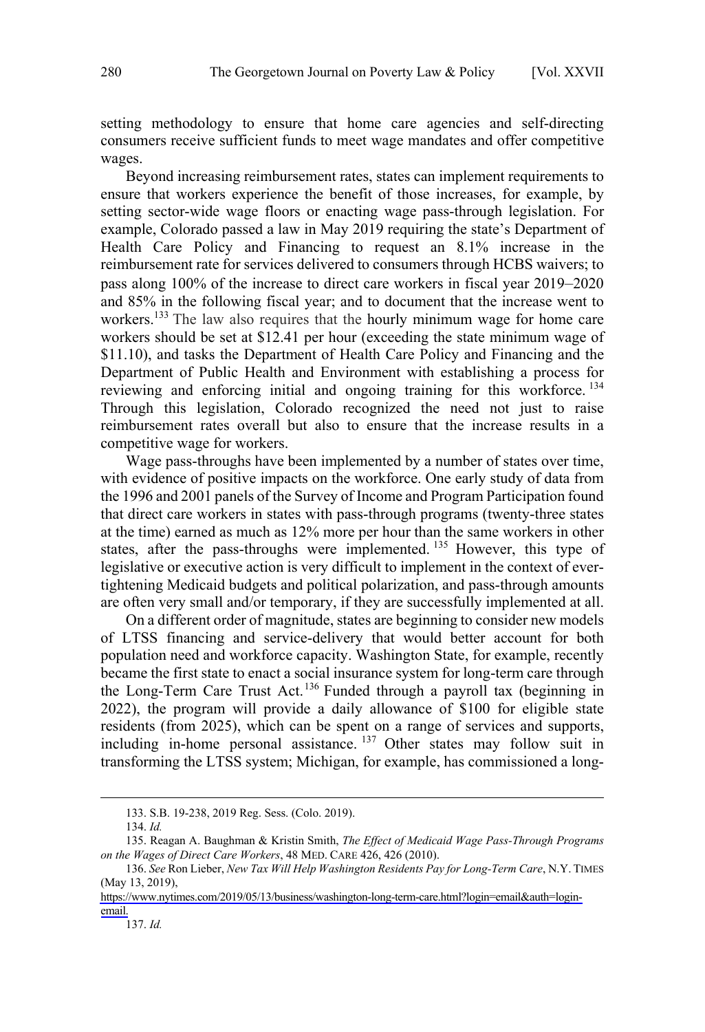setting methodology to ensure that home care agencies and self-directing consumers receive sufficient funds to meet wage mandates and offer competitive wages.

Beyond increasing reimbursement rates, states can implement requirements to ensure that workers experience the benefit of those increases, for example, by setting sector-wide wage floors or enacting wage pass-through legislation. For example, Colorado passed a law in May 2019 requiring the state's Department of Health Care Policy and Financing to request an 8.1% increase in the reimbursement rate for services delivered to consumers through HCBS waivers; to pass along 100% of the increase to direct care workers in fiscal year 2019–2020 and 85% in the following fiscal year; and to document that the increase went to workers.[133] The law also requires that the hourly minimum wage for home care workers should be set at $12.41 per hour (exceeding the state minimum wage of $11.10), and tasks the Department of Health Care Policy and Financing and the Department of Public Health and Environment with establishing a process for reviewing and enforcing initial and ongoing training for this workforce.[134] Through this legislation, Colorado recognized the need not just to raise reimbursement rates overall but also to ensure that the increase results in a competitive wage for workers.

Wage pass-throughs have been implemented by a number of states over time, with evidence of positive impacts on the workforce. One early study of data from the 1996 and 2001 panels of the Survey of Income and Program Participation found that direct care workers in states with pass-through programs (twenty-three states at the time) earned as much as 12% more per hour than the same workers in other states, after the pass-throughs were implemented.[135] However, this type of legislative or executive action is very difficult to implement in the context of ever-tightening Medicaid budgets and political polarization, and pass-through amounts are often very small and/or temporary, if they are successfully implemented at all.

On a different order of magnitude, states are beginning to consider new models of LTSS financing and service-delivery that would better account for both population need and workforce capacity. Washington State, for example, recently became the first state to enact a social insurance system for long-term care through the Long-Term Care Trust Act.[136] Funded through a payroll tax (beginning in 2022), the program will provide a daily allowance of $100 for eligible state residents (from 2025), which can be spent on a range of services and supports, including in-home personal assistance.[137] Other states may follow suit in transforming the LTSS system; Michigan, for example, has commissioned a long-

---

133. S.B. 19-238, 2019 Reg. Sess. (Colo. 2019).

134. *Id.*

135. Reagan A. Baughman & Kristin Smith, *The Effect of Medicaid Wage Pass-Through Programs on the Wages of Direct Care Workers*, 48 MED. CARE 426, 426 (2010).

136. *See* Ron Lieber, *New Tax Will Help Washington Residents Pay for Long-Term Care*, N.Y. TIMES (May 13, 2019), https://www.nytimes.com/2019/05/13/business/washington-long-term-care.html?login=email&auth=login-email.

137. *Id.*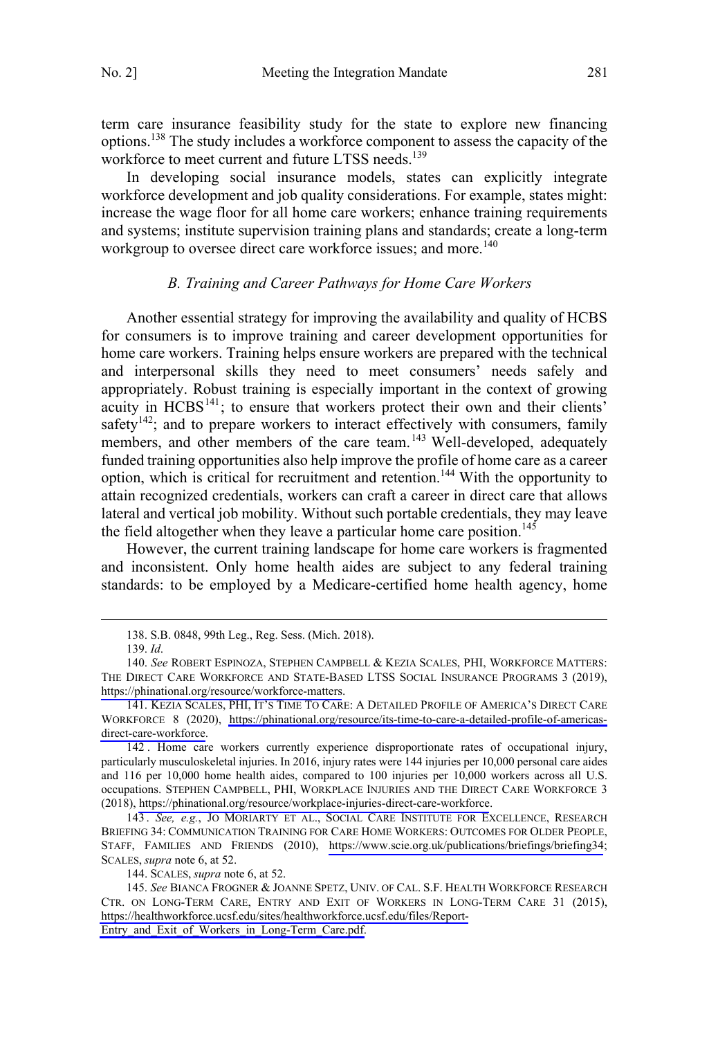term care insurance feasibility study for the state to explore new financing options.[138] The study includes a workforce component to assess the capacity of the workforce to meet current and future LTSS needs.[139]

In developing social insurance models, states can explicitly integrate workforce development and job quality considerations. For example, states might: increase the wage floor for all home care workers; enhance training requirements and systems; institute supervision training plans and standards; create a long-term workgroup to oversee direct care workforce issues; and more.[140]

### *B. Training and Career Pathways for Home Care Workers*

Another essential strategy for improving the availability and quality of HCBS for consumers is to improve training and career development opportunities for home care workers. Training helps ensure workers are prepared with the technical and interpersonal skills they need to meet consumers' needs safely and appropriately. Robust training is especially important in the context of growing acuity in HCBS[141]; to ensure that workers protect their own and their clients' safety[142]; and to prepare workers to interact effectively with consumers, family members, and other members of the care team.[143] Well-developed, adequately funded training opportunities also help improve the profile of home care as a career option, which is critical for recruitment and retention.[144] With the opportunity to attain recognized credentials, workers can craft a career in direct care that allows lateral and vertical job mobility. Without such portable credentials, they may leave the field altogether when they leave a particular home care position.[145]

However, the current training landscape for home care workers is fragmented and inconsistent. Only home health aides are subject to any federal training standards: to be employed by a Medicare-certified home health agency, home

---

138. S.B. 0848, 99th Leg., Reg. Sess. (Mich. 2018).

139. *Id*.

140. *See* ROBERT ESPINOZA, STEPHEN CAMPBELL & KEZIA SCALES, PHI, WORKFORCE MATTERS: THE DIRECT CARE WORKFORCE AND STATE-BASED LTSS SOCIAL INSURANCE PROGRAMS 3 (2019), https://phinational.org/resource/workforce-matters.

141. KEZIA SCALES, PHI, IT'S TIME TO CARE: A DETAILED PROFILE OF AMERICA'S DIRECT CARE WORKFORCE 8 (2020), https://phinational.org/resource/its-time-to-care-a-detailed-profile-of-americas-direct-care-workforce.

142. Home care workers currently experience disproportionate rates of occupational injury, particularly musculoskeletal injuries. In 2016, injury rates were 144 injuries per 10,000 personal care aides and 116 per 10,000 home health aides, compared to 100 injuries per 10,000 workers across all U.S. occupations. STEPHEN CAMPBELL, PHI, WORKPLACE INJURIES AND THE DIRECT CARE WORKFORCE 3 (2018), https://phinational.org/resource/workplace-injuries-direct-care-workforce.

143. *See, e.g.*, JO MORIARTY ET AL., SOCIAL CARE INSTITUTE FOR EXCELLENCE, RESEARCH BRIEFING 34: COMMUNICATION TRAINING FOR CARE HOME WORKERS: OUTCOMES FOR OLDER PEOPLE, STAFF, FAMILIES AND FRIENDS (2010), https://www.scie.org.uk/publications/briefings/briefing34; SCALES, *supra* note 6, at 52.

144. SCALES, *supra* note 6, at 52.

145. *See* BIANCA FROGNER & JOANNE SPETZ, UNIV. OF CAL. S.F. HEALTH WORKFORCE RESEARCH CTR. ON LONG-TERM CARE, ENTRY AND EXIT OF WORKERS IN LONG-TERM CARE 31 (2015), https://healthworkforce.ucsf.edu/sites/healthworkforce.ucsf.edu/files/Report-Entry_and_Exit_of_Workers_in_Long-Term_Care.pdf.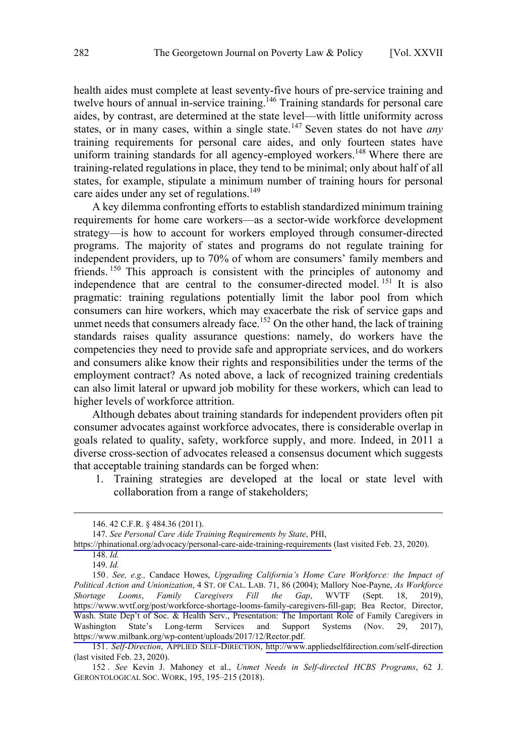health aides must complete at least seventy-five hours of pre-service training and twelve hours of annual in-service training.[146] Training standards for personal care aides, by contrast, are determined at the state level—with little uniformity across states, or in many cases, within a single state.[147] Seven states do not have *any* training requirements for personal care aides, and only fourteen states have uniform training standards for all agency-employed workers.[148] Where there are training-related regulations in place, they tend to be minimal; only about half of all states, for example, stipulate a minimum number of training hours for personal care aides under any set of regulations.[149]

A key dilemma confronting efforts to establish standardized minimum training requirements for home care workers—as a sector-wide workforce development strategy—is how to account for workers employed through consumer-directed programs. The majority of states and programs do not regulate training for independent providers, up to 70% of whom are consumers' family members and friends.[150] This approach is consistent with the principles of autonomy and independence that are central to the consumer-directed model.[151] It is also pragmatic: training regulations potentially limit the labor pool from which consumers can hire workers, which may exacerbate the risk of service gaps and unmet needs that consumers already face.[152] On the other hand, the lack of training standards raises quality assurance questions: namely, do workers have the competencies they need to provide safe and appropriate services, and do workers and consumers alike know their rights and responsibilities under the terms of the employment contract? As noted above, a lack of recognized training credentials can also limit lateral or upward job mobility for these workers, which can lead to higher levels of workforce attrition.

Although debates about training standards for independent providers often pit consumer advocates against workforce advocates, there is considerable overlap in goals related to quality, safety, workforce supply, and more. Indeed, in 2011 a diverse cross-section of advocates released a consensus document which suggests that acceptable training standards can be forged when:

1. Training strategies are developed at the local or state level with collaboration from a range of stakeholders;

---

146. 42 C.F.R. § 484.36 (2011).

147. *See Personal Care Aide Training Requirements by State*, PHI, https://phinational.org/advocacy/personal-care-aide-training-requirements (last visited Feb. 23, 2020).

148. *Id.*

149. *Id.*

150. *See, e.g.,* Candace Howes, *Upgrading California's Home Care Workforce: the Impact of Political Action and Unionization*, 4 ST. OF CAL. LAB. 71, 86 (2004); Mallory Noe-Payne, *As Workforce Shortage Looms, Family Caregivers Fill the Gap*, WVTF (Sept. 18, 2019), https://www.wvtf.org/post/workforce-shortage-looms-family-caregivers-fill-gap; Bea Rector, Director, Wash. State Dep't of Soc. & Health Serv., Presentation: The Important Role of Family Caregivers in Washington State's Long-term Services and Support Systems (Nov. 29, 2017), https://www.milbank.org/wp-content/uploads/2017/12/Rector.pdf.

151. *Self-Direction*, APPLIED SELF-DIRECTION, http://www.appliedselfdirection.com/self-direction (last visited Feb. 23, 2020).

152. *See* Kevin J. Mahoney et al., *Unmet Needs in Self-directed HCBS Programs*, 62 J. GERONTOLOGICAL SOC. WORK, 195, 195–215 (2018).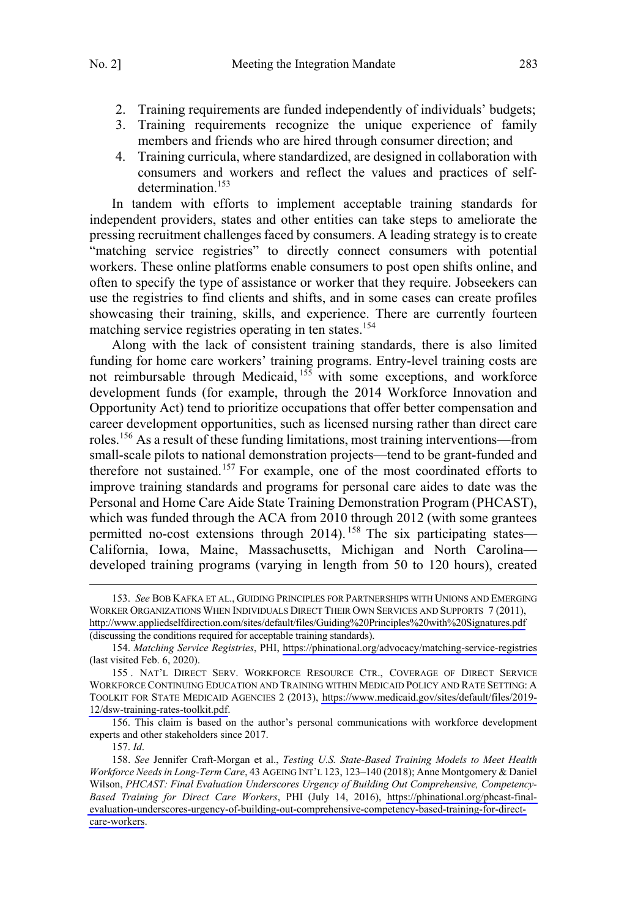2. Training requirements are funded independently of individuals' budgets;
3. Training requirements recognize the unique experience of family members and friends who are hired through consumer direction; and
4. Training curricula, where standardized, are designed in collaboration with consumers and workers and reflect the values and practices of self-determination.[153]

In tandem with efforts to implement acceptable training standards for independent providers, states and other entities can take steps to ameliorate the pressing recruitment challenges faced by consumers. A leading strategy is to create "matching service registries" to directly connect consumers with potential workers. These online platforms enable consumers to post open shifts online, and often to specify the type of assistance or worker that they require. Jobseekers can use the registries to find clients and shifts, and in some cases can create profiles showcasing their training, skills, and experience. There are currently fourteen matching service registries operating in ten states.[154]

Along with the lack of consistent training standards, there is also limited funding for home care workers' training programs. Entry-level training costs are not reimbursable through Medicaid,[155] with some exceptions, and workforce development funds (for example, through the 2014 Workforce Innovation and Opportunity Act) tend to prioritize occupations that offer better compensation and career development opportunities, such as licensed nursing rather than direct care roles.[156] As a result of these funding limitations, most training interventions—from small-scale pilots to national demonstration projects—tend to be grant-funded and therefore not sustained.[157] For example, one of the most coordinated efforts to improve training standards and programs for personal care aides to date was the Personal and Home Care Aide State Training Demonstration Program (PHCAST), which was funded through the ACA from 2010 through 2012 (with some grantees permitted no-cost extensions through 2014).[158] The six participating states—California, Iowa, Maine, Massachusetts, Michigan and North Carolina—developed training programs (varying in length from 50 to 120 hours), created

---

153. *See* BOB KAFKA ET AL., GUIDING PRINCIPLES FOR PARTNERSHIPS WITH UNIONS AND EMERGING WORKER ORGANIZATIONS WHEN INDIVIDUALS DIRECT THEIR OWN SERVICES AND SUPPORTS 7 (2011), http://www.appliedselfdirection.com/sites/default/files/Guiding%20Principles%20with%20Signatures.pdf (discussing the conditions required for acceptable training standards).

154. *Matching Service Registries*, PHI, https://phinational.org/advocacy/matching-service-registries (last visited Feb. 6, 2020).

155. NAT'L DIRECT SERV. WORKFORCE RESOURCE CTR., COVERAGE OF DIRECT SERVICE WORKFORCE CONTINUING EDUCATION AND TRAINING WITHIN MEDICAID POLICY AND RATE SETTING: A TOOLKIT FOR STATE MEDICAID AGENCIES 2 (2013), https://www.medicaid.gov/sites/default/files/2019-12/dsw-training-rates-toolkit.pdf.

156. This claim is based on the author's personal communications with workforce development experts and other stakeholders since 2017.

157. *Id*.

158. *See* Jennifer Craft-Morgan et al., *Testing U.S. State-Based Training Models to Meet Health Workforce Needs in Long-Term Care*, 43 AGEING INT'L 123, 123–140 (2018); Anne Montgomery & Daniel Wilson, *PHCAST: Final Evaluation Underscores Urgency of Building Out Comprehensive, Competency-Based Training for Direct Care Workers*, PHI (July 14, 2016), https://phinational.org/phcast-final-evaluation-underscores-urgency-of-building-out-comprehensive-competency-based-training-for-direct-care-workers.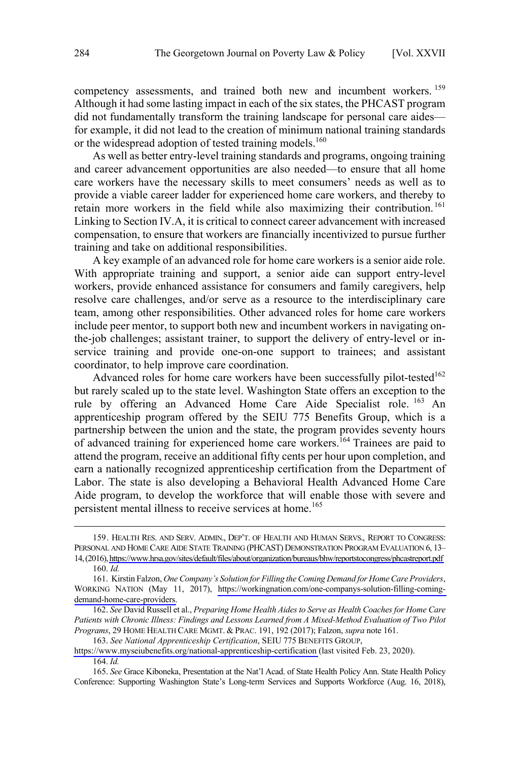competency assessments, and trained both new and incumbent workers.[159] Although it had some lasting impact in each of the six states, the PHCAST program did not fundamentally transform the training landscape for personal care aides—for example, it did not lead to the creation of minimum national training standards or the widespread adoption of tested training models.[160]

As well as better entry-level training standards and programs, ongoing training and career advancement opportunities are also needed—to ensure that all home care workers have the necessary skills to meet consumers' needs as well as to provide a viable career ladder for experienced home care workers, and thereby to retain more workers in the field while also maximizing their contribution.[161] Linking to Section IV.A, it is critical to connect career advancement with increased compensation, to ensure that workers are financially incentivized to pursue further training and take on additional responsibilities.

A key example of an advanced role for home care workers is a senior aide role. With appropriate training and support, a senior aide can support entry-level workers, provide enhanced assistance for consumers and family caregivers, help resolve care challenges, and/or serve as a resource to the interdisciplinary care team, among other responsibilities. Other advanced roles for home care workers include peer mentor, to support both new and incumbent workers in navigating on-the-job challenges; assistant trainer, to support the delivery of entry-level or in-service training and provide one-on-one support to trainees; and assistant coordinator, to help improve care coordination.

Advanced roles for home care workers have been successfully pilot-tested[162] but rarely scaled up to the state level. Washington State offers an exception to the rule by offering an Advanced Home Care Aide Specialist role.[163] An apprenticeship program offered by the SEIU 775 Benefits Group, which is a partnership between the union and the state, the program provides seventy hours of advanced training for experienced home care workers.[164] Trainees are paid to attend the program, receive an additional fifty cents per hour upon completion, and earn a nationally recognized apprenticeship certification from the Department of Labor. The state is also developing a Behavioral Health Advanced Home Care Aide program, to develop the workforce that will enable those with severe and persistent mental illness to receive services at home.[165]

---

159. HEALTH RES. AND SERV. ADMIN., DEP'T. OF HEALTH AND HUMAN SERVS., REPORT TO CONGRESS: PERSONAL AND HOME CARE AIDE STATE TRAINING (PHCAST) DEMONSTRATION PROGRAM EVALUATION 6, 13–14, (2016), https://www.hrsa.gov/sites/default/files/about/organization/bureaus/bhw/reportstocongress/phcastreport.pdf

160. *Id.*

161. Kirstin Falzon, *One Company's Solution for Filling the Coming Demand for Home Care Providers*, WORKING NATION (May 11, 2017), https://workingnation.com/one-companys-solution-filling-coming-demand-home-care-providers.

162. *See* David Russell et al., *Preparing Home Health Aides to Serve as Health Coaches for Home Care Patients with Chronic Illness: Findings and Lessons Learned from A Mixed-Method Evaluation of Two Pilot Programs*, 29 HOME HEALTH CARE MGMT. & PRAC. 191, 192 (2017); Falzon, *supra* note 161.

163. *See National Apprenticeship Certification*, SEIU 775 BENEFITS GROUP, https://www.myseiubenefits.org/national-apprenticeship-certification (last visited Feb. 23, 2020).

164. *Id.*

165. *See* Grace Kiboneka, Presentation at the Nat'l Acad. of State Health Policy Ann. State Health Policy Conference: Supporting Washington State's Long-term Services and Supports Workforce (Aug. 16, 2018),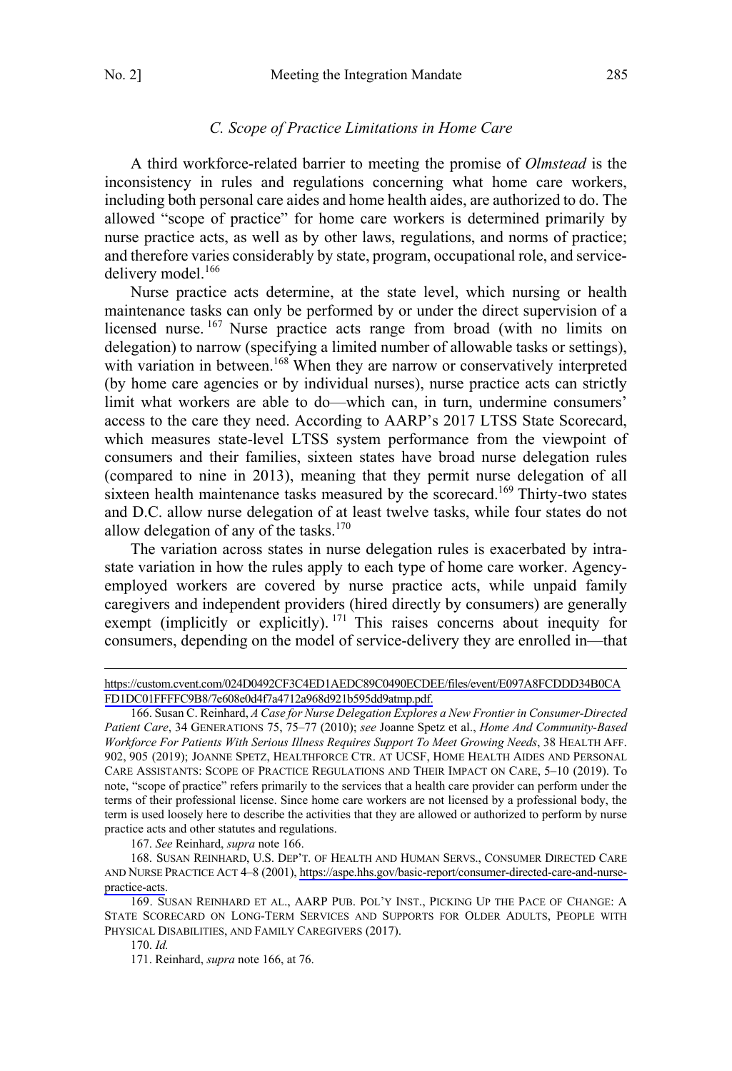### *C. Scope of Practice Limitations in Home Care*

A third workforce-related barrier to meeting the promise of *Olmstead* is the inconsistency in rules and regulations concerning what home care workers, including both personal care aides and home health aides, are authorized to do. The allowed "scope of practice" for home care workers is determined primarily by nurse practice acts, as well as by other laws, regulations, and norms of practice; and therefore varies considerably by state, program, occupational role, and service-delivery model.[166]

Nurse practice acts determine, at the state level, which nursing or health maintenance tasks can only be performed by or under the direct supervision of a licensed nurse.[167] Nurse practice acts range from broad (with no limits on delegation) to narrow (specifying a limited number of allowable tasks or settings), with variation in between.[168] When they are narrow or conservatively interpreted (by home care agencies or by individual nurses), nurse practice acts can strictly limit what workers are able to do—which can, in turn, undermine consumers' access to the care they need. According to AARP's 2017 LTSS State Scorecard, which measures state-level LTSS system performance from the viewpoint of consumers and their families, sixteen states have broad nurse delegation rules (compared to nine in 2013), meaning that they permit nurse delegation of all sixteen health maintenance tasks measured by the scorecard.[169] Thirty-two states and D.C. allow nurse delegation of at least twelve tasks, while four states do not allow delegation of any of the tasks.[170]

The variation across states in nurse delegation rules is exacerbated by intra-state variation in how the rules apply to each type of home care worker. Agency-employed workers are covered by nurse practice acts, while unpaid family caregivers and independent providers (hired directly by consumers) are generally exempt (implicitly or explicitly).[171] This raises concerns about inequity for consumers, depending on the model of service-delivery they are enrolled in—that

---

https://custom.cvent.com/024D0492CF3C4ED1AEDC89C0490ECDEE/files/event/E097A8FCDDD34B0CAFD1DC01FFFFC9B8/7e608e0d4f7a4712a968d921b595dd9atmp.pdf.

166. Susan C. Reinhard, *A Case for Nurse Delegation Explores a New Frontier in Consumer-Directed Patient Care*, 34 GENERATIONS 75, 75–77 (2010); *see* Joanne Spetz et al., *Home And Community-Based Workforce For Patients With Serious Illness Requires Support To Meet Growing Needs*, 38 HEALTH AFF. 902, 905 (2019); JOANNE SPETZ, HEALTHFORCE CTR. AT UCSF, HOME HEALTH AIDES AND PERSONAL CARE ASSISTANTS: SCOPE OF PRACTICE REGULATIONS AND THEIR IMPACT ON CARE, 5–10 (2019). To note, "scope of practice" refers primarily to the services that a health care provider can perform under the terms of their professional license. Since home care workers are not licensed by a professional body, the term is used loosely here to describe the activities that they are allowed or authorized to perform by nurse practice acts and other statutes and regulations.

167. *See* Reinhard, *supra* note 166.

168. SUSAN REINHARD, U.S. DEP'T. OF HEALTH AND HUMAN SERVS., CONSUMER DIRECTED CARE AND NURSE PRACTICE ACT 4–8 (2001), https://aspe.hhs.gov/basic-report/consumer-directed-care-and-nurse-practice-acts.

169. SUSAN REINHARD ET AL., AARP PUB. POL'Y INST., PICKING UP THE PACE OF CHANGE: A STATE SCORECARD ON LONG-TERM SERVICES AND SUPPORTS FOR OLDER ADULTS, PEOPLE WITH PHYSICAL DISABILITIES, AND FAMILY CAREGIVERS (2017).

170. *Id.*

171. Reinhard, *supra* note 166, at 76.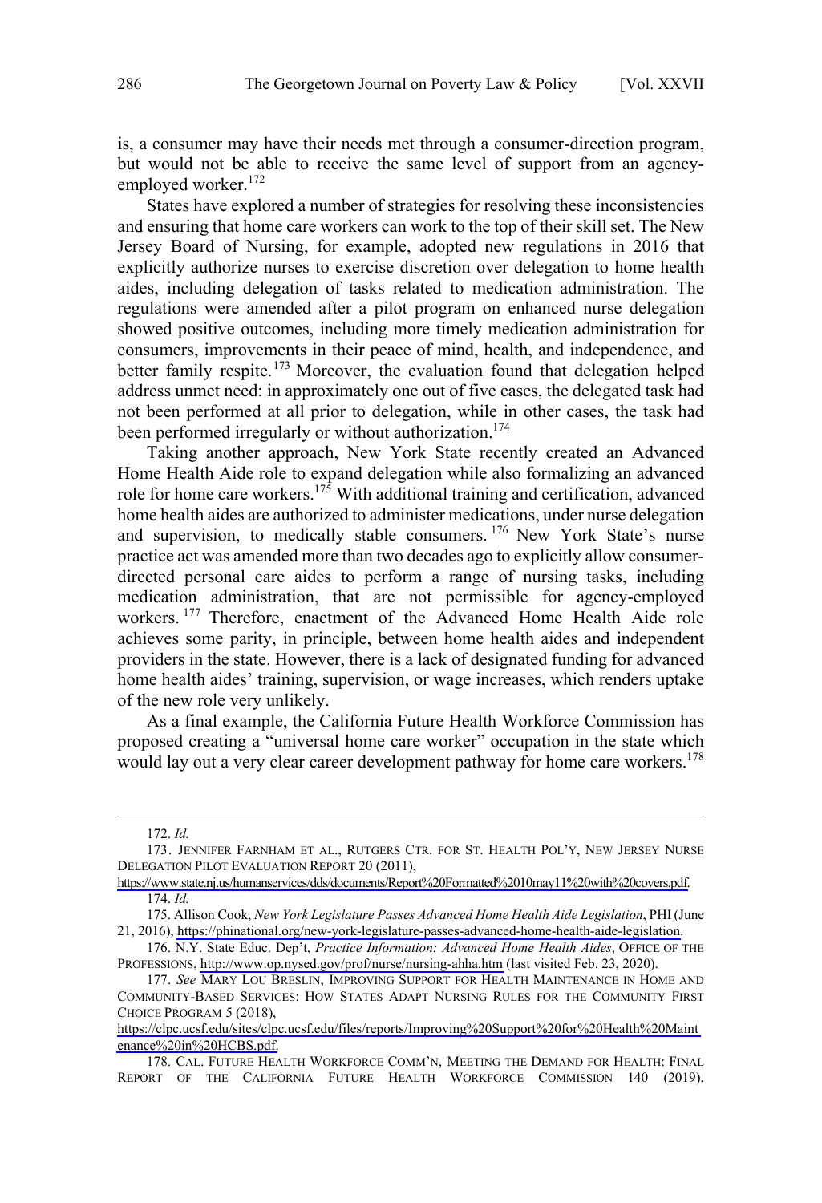is, a consumer may have their needs met through a consumer-direction program, but would not be able to receive the same level of support from an agency-employed worker.[172]

States have explored a number of strategies for resolving these inconsistencies and ensuring that home care workers can work to the top of their skill set. The New Jersey Board of Nursing, for example, adopted new regulations in 2016 that explicitly authorize nurses to exercise discretion over delegation to home health aides, including delegation of tasks related to medication administration. The regulations were amended after a pilot program on enhanced nurse delegation showed positive outcomes, including more timely medication administration for consumers, improvements in their peace of mind, health, and independence, and better family respite.[173] Moreover, the evaluation found that delegation helped address unmet need: in approximately one out of five cases, the delegated task had not been performed at all prior to delegation, while in other cases, the task had been performed irregularly or without authorization.[174]

Taking another approach, New York State recently created an Advanced Home Health Aide role to expand delegation while also formalizing an advanced role for home care workers.[175] With additional training and certification, advanced home health aides are authorized to administer medications, under nurse delegation and supervision, to medically stable consumers.[176] New York State's nurse practice act was amended more than two decades ago to explicitly allow consumer-directed personal care aides to perform a range of nursing tasks, including medication administration, that are not permissible for agency-employed workers.[177] Therefore, enactment of the Advanced Home Health Aide role achieves some parity, in principle, between home health aides and independent providers in the state. However, there is a lack of designated funding for advanced home health aides' training, supervision, or wage increases, which renders uptake of the new role very unlikely.

As a final example, the California Future Health Workforce Commission has proposed creating a "universal home care worker" occupation in the state which would lay out a very clear career development pathway for home care workers.[178]

---

172. *Id.*

173. JENNIFER FARNHAM ET AL., RUTGERS CTR. FOR ST. HEALTH POL'Y, NEW JERSEY NURSE DELEGATION PILOT EVALUATION REPORT 20 (2011), https://www.state.nj.us/humanservices/dds/documents/Report%20Formatted%2010may11%20with%20covers.pdf.

174. *Id.*

175. Allison Cook, *New York Legislature Passes Advanced Home Health Aide Legislation*, PHI (June 21, 2016), https://phinational.org/new-york-legislature-passes-advanced-home-health-aide-legislation.

176. N.Y. State Educ. Dep't, *Practice Information: Advanced Home Health Aides*, OFFICE OF THE PROFESSIONS, http://www.op.nysed.gov/prof/nurse/nursing-ahha.htm (last visited Feb. 23, 2020).

177. *See* MARY LOU BRESLIN, IMPROVING SUPPORT FOR HEALTH MAINTENANCE IN HOME AND COMMUNITY-BASED SERVICES: HOW STATES ADAPT NURSING RULES FOR THE COMMUNITY FIRST CHOICE PROGRAM 5 (2018), https://clpc.ucsf.edu/sites/clpc.ucsf.edu/files/reports/Improving%20Support%20for%20Health%20Maintenance%20in%20HCBS.pdf.

178. CAL. FUTURE HEALTH WORKFORCE COMM'N, MEETING THE DEMAND FOR HEALTH: FINAL REPORT OF THE CALIFORNIA FUTURE HEALTH WORKFORCE COMMISSION 140 (2019),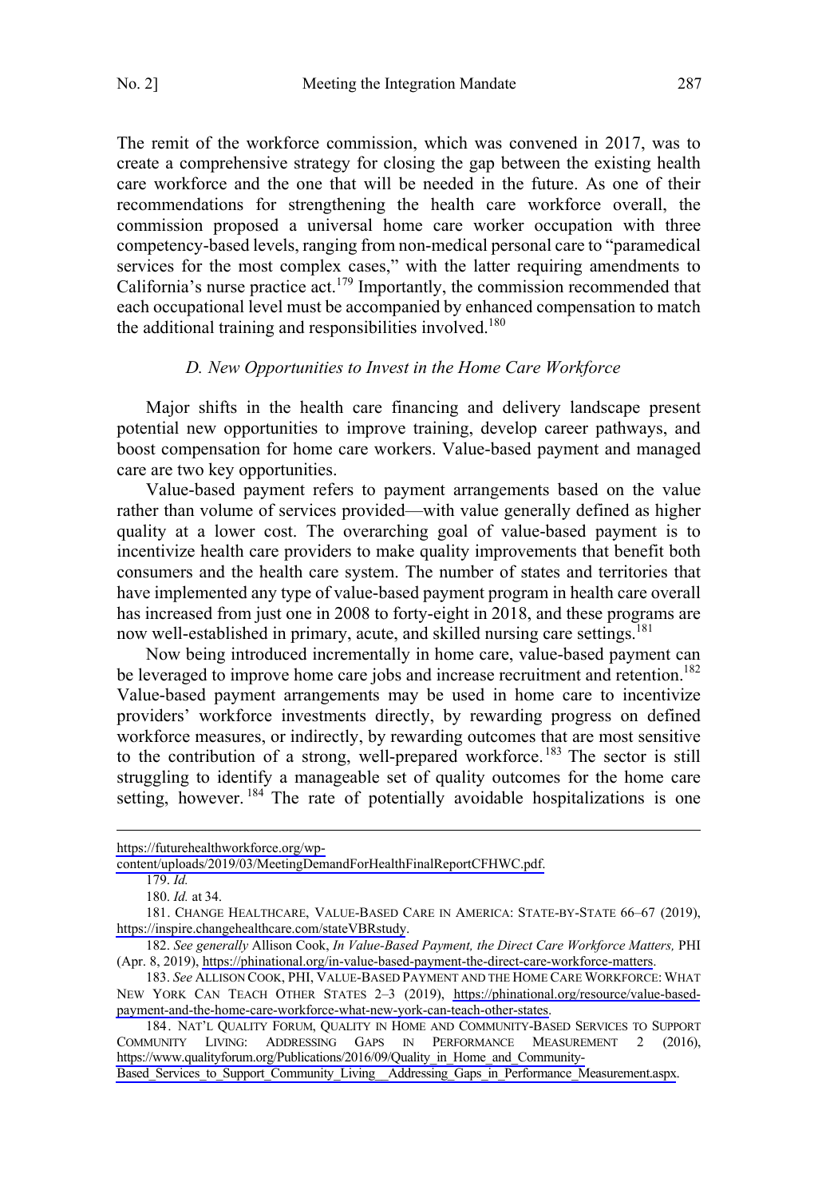The remit of the workforce commission, which was convened in 2017, was to create a comprehensive strategy for closing the gap between the existing health care workforce and the one that will be needed in the future. As one of their recommendations for strengthening the health care workforce overall, the commission proposed a universal home care worker occupation with three competency-based levels, ranging from non-medical personal care to "paramedical services for the most complex cases," with the latter requiring amendments to California's nurse practice act.[179] Importantly, the commission recommended that each occupational level must be accompanied by enhanced compensation to match the additional training and responsibilities involved.[180]

### *D. New Opportunities to Invest in the Home Care Workforce*

Major shifts in the health care financing and delivery landscape present potential new opportunities to improve training, develop career pathways, and boost compensation for home care workers. Value-based payment and managed care are two key opportunities.

Value-based payment refers to payment arrangements based on the value rather than volume of services provided—with value generally defined as higher quality at a lower cost. The overarching goal of value-based payment is to incentivize health care providers to make quality improvements that benefit both consumers and the health care system. The number of states and territories that have implemented any type of value-based payment program in health care overall has increased from just one in 2008 to forty-eight in 2018, and these programs are now well-established in primary, acute, and skilled nursing care settings.[181]

Now being introduced incrementally in home care, value-based payment can be leveraged to improve home care jobs and increase recruitment and retention.[182] Value-based payment arrangements may be used in home care to incentivize providers' workforce investments directly, by rewarding progress on defined workforce measures, or indirectly, by rewarding outcomes that are most sensitive to the contribution of a strong, well-prepared workforce.[183] The sector is still struggling to identify a manageable set of quality outcomes for the home care setting, however.[184] The rate of potentially avoidable hospitalizations is one

---

https://futurehealthworkforce.org/wp-content/uploads/2019/03/MeetingDemandForHealthFinalReportCFHWC.pdf.

179. *Id.*

180. *Id.* at 34.

181. CHANGE HEALTHCARE, VALUE-BASED CARE IN AMERICA: STATE-BY-STATE 66–67 (2019), https://inspire.changehealthcare.com/stateVBRstudy.

182. *See generally* Allison Cook, *In Value-Based Payment, the Direct Care Workforce Matters,* PHI (Apr. 8, 2019), https://phinational.org/in-value-based-payment-the-direct-care-workforce-matters.

183. *See* ALLISON COOK, PHI, VALUE-BASED PAYMENT AND THE HOME CARE WORKFORCE: WHAT NEW YORK CAN TEACH OTHER STATES 2–3 (2019), https://phinational.org/resource/value-based-payment-and-the-home-care-workforce-what-new-york-can-teach-other-states.

184. NAT'L QUALITY FORUM, QUALITY IN HOME AND COMMUNITY-BASED SERVICES TO SUPPORT COMMUNITY LIVING: ADDRESSING GAPS IN PERFORMANCE MEASUREMENT 2 (2016), https://www.qualityforum.org/Publications/2016/09/Quality_in_Home_and_Community-Based_Services_to_Support_Community_Living__Addressing_Gaps_in_Performance_Measurement.aspx.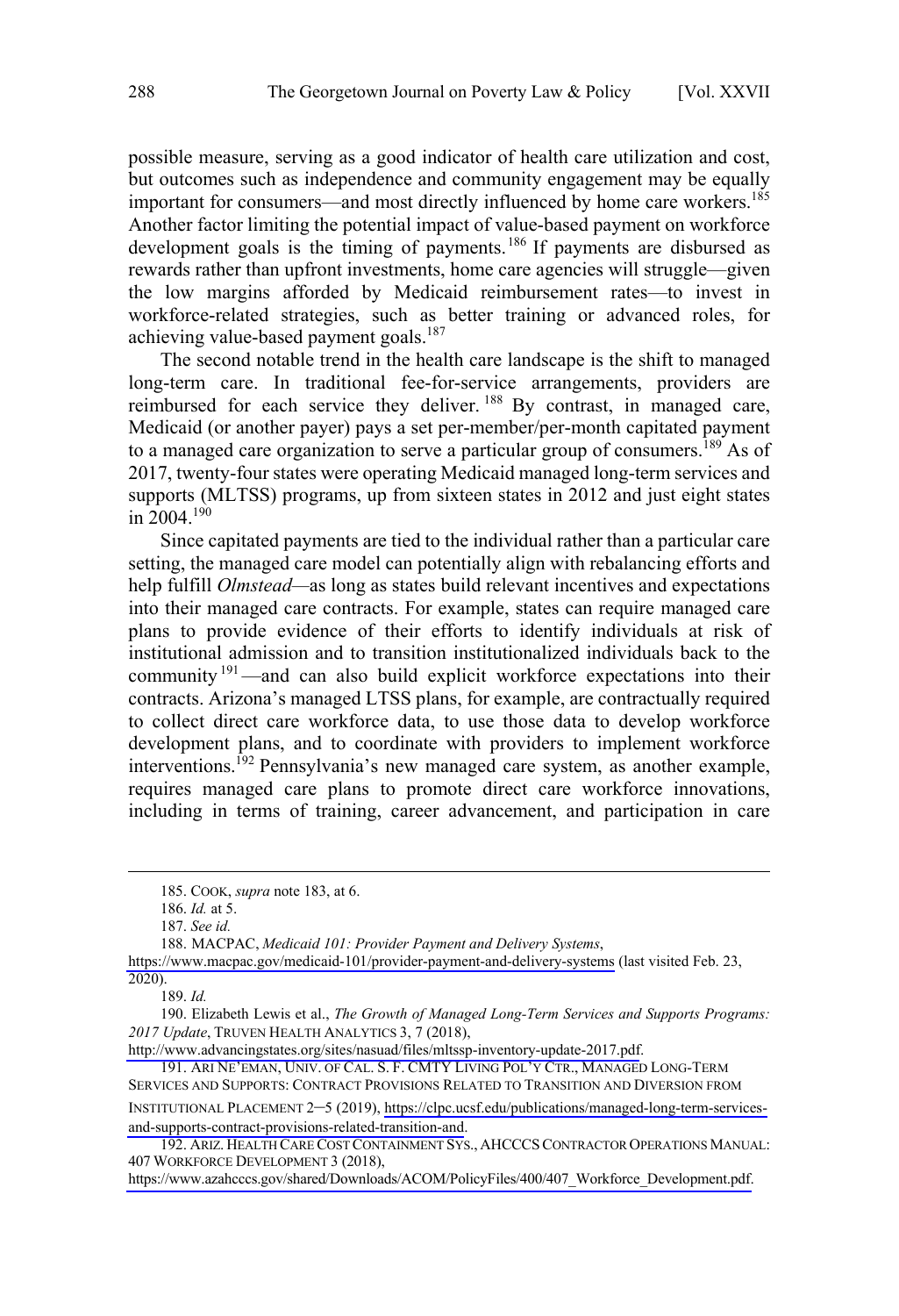possible measure, serving as a good indicator of health care utilization and cost, but outcomes such as independence and community engagement may be equally important for consumers—and most directly influenced by home care workers.[185] Another factor limiting the potential impact of value-based payment on workforce development goals is the timing of payments.[186] If payments are disbursed as rewards rather than upfront investments, home care agencies will struggle—given the low margins afforded by Medicaid reimbursement rates—to invest in workforce-related strategies, such as better training or advanced roles, for achieving value-based payment goals.[187]

The second notable trend in the health care landscape is the shift to managed long-term care. In traditional fee-for-service arrangements, providers are reimbursed for each service they deliver.[188] By contrast, in managed care, Medicaid (or another payer) pays a set per-member/per-month capitated payment to a managed care organization to serve a particular group of consumers.[189] As of 2017, twenty-four states were operating Medicaid managed long-term services and supports (MLTSS) programs, up from sixteen states in 2012 and just eight states in 2004.[190]

Since capitated payments are tied to the individual rather than a particular care setting, the managed care model can potentially align with rebalancing efforts and help fulfill *Olmstead*—as long as states build relevant incentives and expectations into their managed care contracts. For example, states can require managed care plans to provide evidence of their efforts to identify individuals at risk of institutional admission and to transition institutionalized individuals back to the community[191]—and can also build explicit workforce expectations into their contracts. Arizona's managed LTSS plans, for example, are contractually required to collect direct care workforce data, to use those data to develop workforce development plans, and to coordinate with providers to implement workforce interventions.[192] Pennsylvania's new managed care system, as another example, requires managed care plans to promote direct care workforce innovations, including in terms of training, career advancement, and participation in care

185. COOK, *supra* note 183, at 6.

186. *Id.* at 5.

187. *See id.*

188. MACPAC, *Medicaid 101: Provider Payment and Delivery Systems*, https://www.macpac.gov/medicaid-101/provider-payment-and-delivery-systems (last visited Feb. 23, 2020).

189. *Id.*

190. Elizabeth Lewis et al., *The Growth of Managed Long-Term Services and Supports Programs: 2017 Update*, TRUVEN HEALTH ANALYTICS 3, 7 (2018), http://www.advancingstates.org/sites/nasuad/files/mltssp-inventory-update-2017.pdf.

191. ARI NE'EMAN, UNIV. OF CAL. S. F. CMTY LIVING POL'Y CTR., MANAGED LONG-TERM SERVICES AND SUPPORTS: CONTRACT PROVISIONS RELATED TO TRANSITION AND DIVERSION FROM INSTITUTIONAL PLACEMENT 2–5 (2019), https://clpc.ucsf.edu/publications/managed-long-term-services-and-supports-contract-provisions-related-transition-and.

192. ARIZ. HEALTH CARE COST CONTAINMENT SYS., AHCCCS CONTRACTOR OPERATIONS MANUAL: 407 WORKFORCE DEVELOPMENT 3 (2018), https://www.azahcccs.gov/shared/Downloads/ACOM/PolicyFiles/400/407_Workforce_Development.pdf.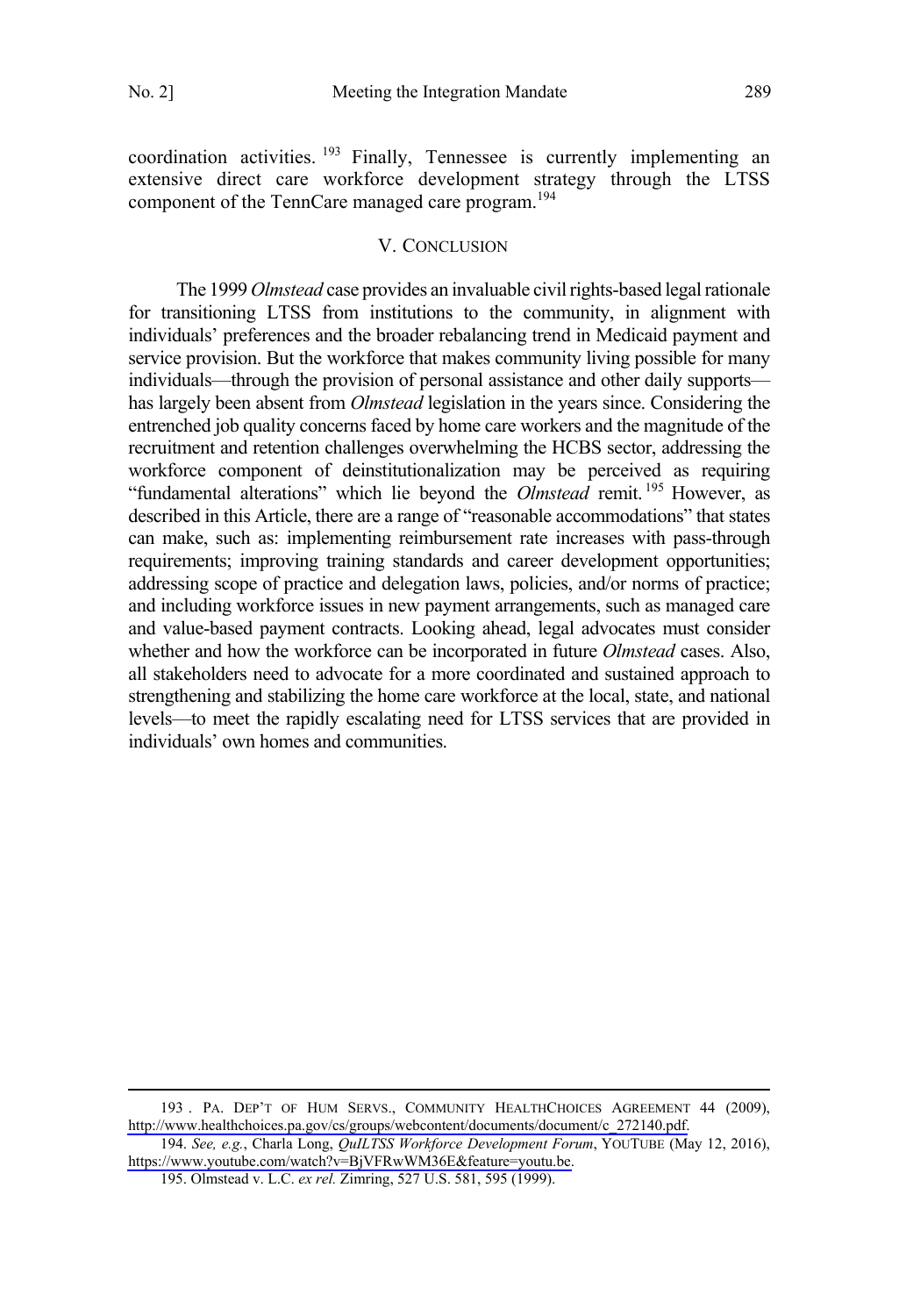coordination activities.[193] Finally, Tennessee is currently implementing an extensive direct care workforce development strategy through the LTSS component of the TennCare managed care program.[194]

## V. CONCLUSION

The 1999 *Olmstead* case provides an invaluable civil rights-based legal rationale for transitioning LTSS from institutions to the community, in alignment with individuals' preferences and the broader rebalancing trend in Medicaid payment and service provision. But the workforce that makes community living possible for many individuals—through the provision of personal assistance and other daily supports—has largely been absent from *Olmstead* legislation in the years since. Considering the entrenched job quality concerns faced by home care workers and the magnitude of the recruitment and retention challenges overwhelming the HCBS sector, addressing the workforce component of deinstitutionalization may be perceived as requiring "fundamental alterations" which lie beyond the *Olmstead* remit.[195] However, as described in this Article, there are a range of "reasonable accommodations" that states can make, such as: implementing reimbursement rate increases with pass-through requirements; improving training standards and career development opportunities; addressing scope of practice and delegation laws, policies, and/or norms of practice; and including workforce issues in new payment arrangements, such as managed care and value-based payment contracts. Looking ahead, legal advocates must consider whether and how the workforce can be incorporated in future *Olmstead* cases. Also, all stakeholders need to advocate for a more coordinated and sustained approach to strengthening and stabilizing the home care workforce at the local, state, and national levels—to meet the rapidly escalating need for LTSS services that are provided in individuals' own homes and communities.

---

193 . PA. DEP'T OF HUM SERVS., COMMUNITY HEALTHCHOICES AGREEMENT 44 (2009), http://www.healthchoices.pa.gov/cs/groups/webcontent/documents/document/c_272140.pdf.

194. *See, e.g.*, Charla Long, *QuILTSS Workforce Development Forum*, YOUTUBE (May 12, 2016), https://www.youtube.com/watch?v=BjVFRwWM36E&feature=youtu.be.

195. Olmstead v. L.C. *ex rel.* Zimring, 527 U.S. 581, 595 (1999).